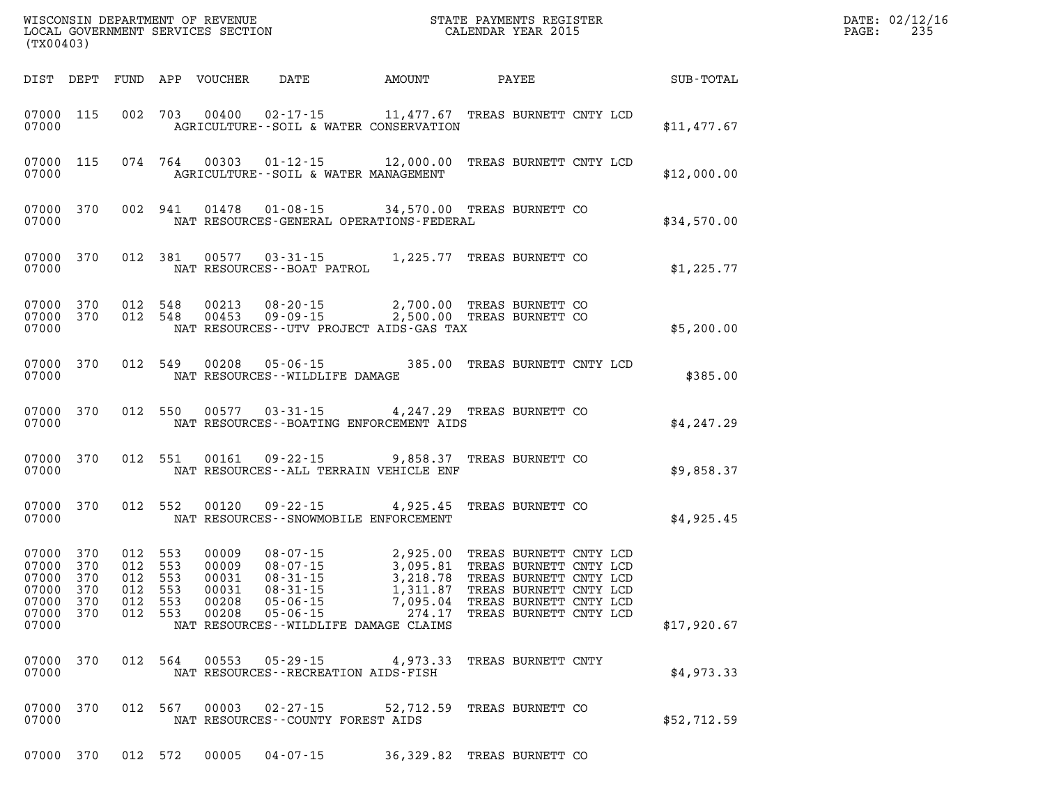WISCONSIN DEPARTMENT OF REVENUE
LOCAL GOVERNMENT SERVICES SECTION
(TX00403)

STATE PAYMENTS REGISTER
CALENDAR YEAR 2015

DATE: 02/12/16
PAGE: 235

| DIST | DEPT | FUND | APP | VOUCHER | DATE | AMOUNT | PAYEE | SUB-TOTAL |
|---|---|---|---|---|---|---|---|---|
| 07000 | 115 | 002 | 703 | 00400 | 02-17-15 | 11,477.67 | TREAS BURNETT CNTY LCD | |
| 07000 | | | | | AGRICULTURE--SOIL & WATER CONSERVATION | | | $11,477.67 |
| 07000 | 115 | 074 | 764 | 00303 | 01-12-15 | 12,000.00 | TREAS BURNETT CNTY LCD | |
| 07000 | | | | | AGRICULTURE--SOIL & WATER MANAGEMENT | | | $12,000.00 |
| 07000 | 370 | 002 | 941 | 01478 | 01-08-15 | 34,570.00 | TREAS BURNETT CO | |
| 07000 | | | | | NAT RESOURCES-GENERAL OPERATIONS-FEDERAL | | | $34,570.00 |
| 07000 | 370 | 012 | 381 | 00577 | 03-31-15 | 1,225.77 | TREAS BURNETT CO | |
| 07000 | | | | | NAT RESOURCES--BOAT PATROL | | | $1,225.77 |
| 07000 | 370 | 012 | 548 | 00213 | 08-20-15 | 2,700.00 | TREAS BURNETT CO | |
| 07000 | 370 | 012 | 548 | 00453 | 09-09-15 | 2,500.00 | TREAS BURNETT CO | |
| 07000 | | | | | NAT RESOURCES--UTV PROJECT AIDS-GAS TAX | | | $5,200.00 |
| 07000 | 370 | 012 | 549 | 00208 | 05-06-15 | 385.00 | TREAS BURNETT CNTY LCD | |
| 07000 | | | | | NAT RESOURCES--WILDLIFE DAMAGE | | | $385.00 |
| 07000 | 370 | 012 | 550 | 00577 | 03-31-15 | 4,247.29 | TREAS BURNETT CO | |
| 07000 | | | | | NAT RESOURCES--BOATING ENFORCEMENT AIDS | | | $4,247.29 |
| 07000 | 370 | 012 | 551 | 00161 | 09-22-15 | 9,858.37 | TREAS BURNETT CO | |
| 07000 | | | | | NAT RESOURCES--ALL TERRAIN VEHICLE ENF | | | $9,858.37 |
| 07000 | 370 | 012 | 552 | 00120 | 09-22-15 | 4,925.45 | TREAS BURNETT CO | |
| 07000 | | | | | NAT RESOURCES--SNOWMOBILE ENFORCEMENT | | | $4,925.45 |
| 07000 | 370 | 012 | 553 | 00009 | 08-07-15 | 2,925.00 | TREAS BURNETT CNTY LCD | |
| 07000 | 370 | 012 | 553 | 00009 | 08-07-15 | 3,095.81 | TREAS BURNETT CNTY LCD | |
| 07000 | 370 | 012 | 553 | 00031 | 08-31-15 | 3,218.78 | TREAS BURNETT CNTY LCD | |
| 07000 | 370 | 012 | 553 | 00031 | 08-31-15 | 1,311.87 | TREAS BURNETT CNTY LCD | |
| 07000 | 370 | 012 | 553 | 00208 | 05-06-15 | 7,095.04 | TREAS BURNETT CNTY LCD | |
| 07000 | 370 | 012 | 553 | 00208 | 05-06-15 | 274.17 | TREAS BURNETT CNTY LCD | |
| 07000 | | | | | NAT RESOURCES--WILDLIFE DAMAGE CLAIMS | | | $17,920.67 |
| 07000 | 370 | 012 | 564 | 00553 | 05-29-15 | 4,973.33 | TREAS BURNETT CNTY | |
| 07000 | | | | | NAT RESOURCES--RECREATION AIDS-FISH | | | $4,973.33 |
| 07000 | 370 | 012 | 567 | 00003 | 02-27-15 | 52,712.59 | TREAS BURNETT CO | |
| 07000 | | | | | NAT RESOURCES--COUNTY FOREST AIDS | | | $52,712.59 |
| 07000 | 370 | 012 | 572 | 00005 | 04-07-15 | 36,329.82 | TREAS BURNETT CO | |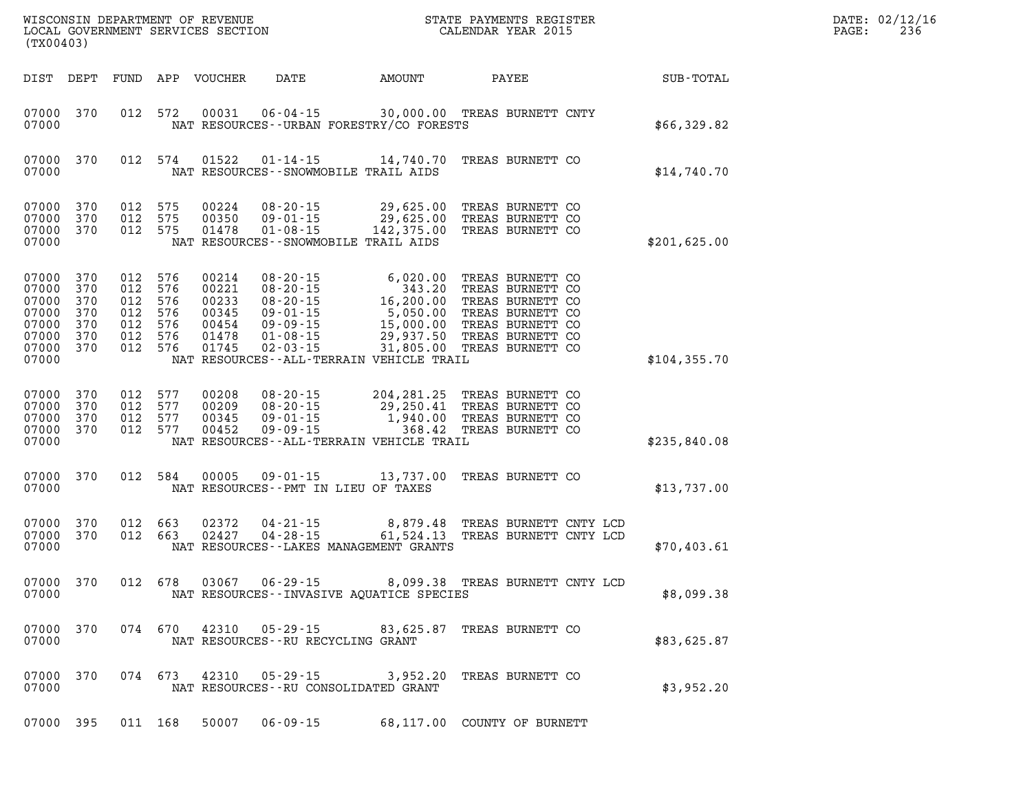WISCONSIN DEPARTMENT OF REVENUE
LOCAL GOVERNMENT SERVICES SECTION
(TX00403)

STATE PAYMENTS REGISTER
CALENDAR YEAR 2015

DATE: 02/12/16
PAGE: 236

| DIST | DEPT | FUND | APP | VOUCHER | DATE | AMOUNT | PAYEE | SUB-TOTAL |
|---|---|---|---|---|---|---|---|---|
| 07000 | 370 | 012 | 572 | 00031 | 06-04-15 | 30,000.00 | TREAS BURNETT CNTY | |
| 07000 | | | | | NAT RESOURCES--URBAN FORESTRY/CO FORESTS | | | $66,329.82 |
| 07000 | 370 | 012 | 574 | 01522 | 01-14-15 | 14,740.70 | TREAS BURNETT CO | |
| 07000 | | | | | NAT RESOURCES--SNOWMOBILE TRAIL AIDS | | | $14,740.70 |
| 07000 | 370 | 012 | 575 | 00224 | 08-20-15 | 29,625.00 | TREAS BURNETT CO | |
| 07000 | 370 | 012 | 575 | 00350 | 09-01-15 | 29,625.00 | TREAS BURNETT CO | |
| 07000 | 370 | 012 | 575 | 01478 | 01-08-15 | 142,375.00 | TREAS BURNETT CO | |
| 07000 | | | | | NAT RESOURCES--SNOWMOBILE TRAIL AIDS | | | $201,625.00 |
| 07000 | 370 | 012 | 576 | 00214 | 08-20-15 | 6,020.00 | TREAS BURNETT CO | |
| 07000 | 370 | 012 | 576 | 00221 | 08-20-15 | 343.20 | TREAS BURNETT CO | |
| 07000 | 370 | 012 | 576 | 00233 | 08-20-15 | 16,200.00 | TREAS BURNETT CO | |
| 07000 | 370 | 012 | 576 | 00345 | 09-01-15 | 5,050.00 | TREAS BURNETT CO | |
| 07000 | 370 | 012 | 576 | 00454 | 09-09-15 | 15,000.00 | TREAS BURNETT CO | |
| 07000 | 370 | 012 | 576 | 01478 | 01-08-15 | 29,937.50 | TREAS BURNETT CO | |
| 07000 | 370 | 012 | 576 | 01745 | 02-03-15 | 31,805.00 | TREAS BURNETT CO | |
| 07000 | | | | | NAT RESOURCES--ALL-TERRAIN VEHICLE TRAIL | | | $104,355.70 |
| 07000 | 370 | 012 | 577 | 00208 | 08-20-15 | 204,281.25 | TREAS BURNETT CO | |
| 07000 | 370 | 012 | 577 | 00209 | 08-20-15 | 29,250.41 | TREAS BURNETT CO | |
| 07000 | 370 | 012 | 577 | 00345 | 09-01-15 | 1,940.00 | TREAS BURNETT CO | |
| 07000 | 370 | 012 | 577 | 00452 | 09-09-15 | 368.42 | TREAS BURNETT CO | |
| 07000 | | | | | NAT RESOURCES--ALL-TERRAIN VEHICLE TRAIL | | | $235,840.08 |
| 07000 | 370 | 012 | 584 | 00005 | 09-01-15 | 13,737.00 | TREAS BURNETT CO | |
| 07000 | | | | | NAT RESOURCES--PMT IN LIEU OF TAXES | | | $13,737.00 |
| 07000 | 370 | 012 | 663 | 02372 | 04-21-15 | 8,879.48 | TREAS BURNETT CNTY LCD | |
| 07000 | 370 | 012 | 663 | 02427 | 04-28-15 | 61,524.13 | TREAS BURNETT CNTY LCD | |
| 07000 | | | | | NAT RESOURCES--LAKES MANAGEMENT GRANTS | | | $70,403.61 |
| 07000 | 370 | 012 | 678 | 03067 | 06-29-15 | 8,099.38 | TREAS BURNETT CNTY LCD | |
| 07000 | | | | | NAT RESOURCES--INVASIVE AQUATICE SPECIES | | | $8,099.38 |
| 07000 | 370 | 074 | 670 | 42310 | 05-29-15 | 83,625.87 | TREAS BURNETT CO | |
| 07000 | | | | | NAT RESOURCES--RU RECYCLING GRANT | | | $83,625.87 |
| 07000 | 370 | 074 | 673 | 42310 | 05-29-15 | 3,952.20 | TREAS BURNETT CO | |
| 07000 | | | | | NAT RESOURCES--RU CONSOLIDATED GRANT | | | $3,952.20 |
| 07000 | 395 | 011 | 168 | 50007 | 06-09-15 | 68,117.00 | COUNTY OF BURNETT | |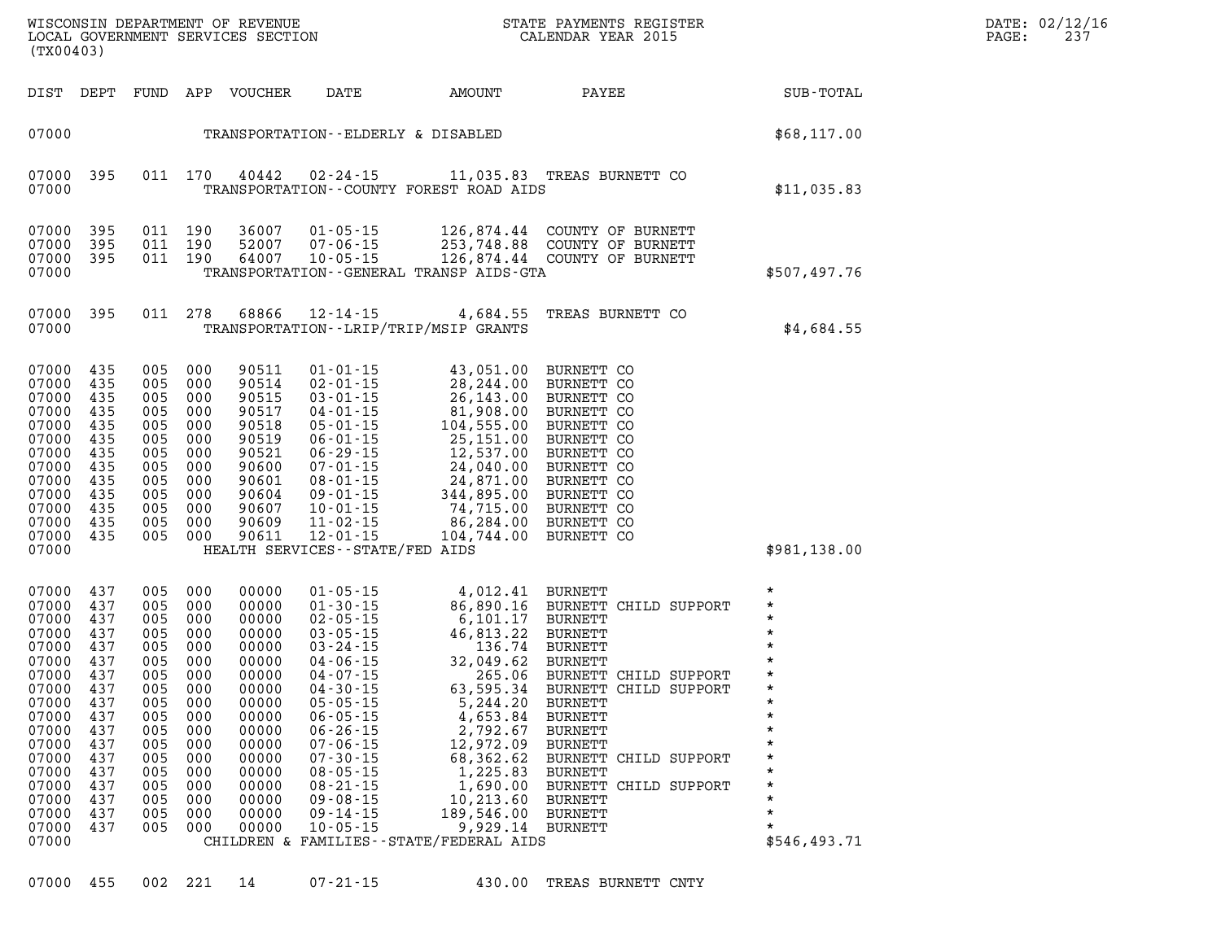WISCONSIN DEPARTMENT OF REVENUE
LOCAL GOVERNMENT SERVICES SECTION
(TX00403)

STATE PAYMENTS REGISTER
CALENDAR YEAR 2015

DATE: 02/12/16
PAGE: 237

| DIST | DEPT | FUND | APP | VOUCHER | DATE | AMOUNT | PAYEE | SUB-TOTAL |
|---|---|---|---|---|---|---|---|---|
| 07000 | | | | | TRANSPORTATION--ELDERLY & DISABLED | | | $68,117.00 |
| 07000 | 395 | 011 | 170 | 40442 | 02-24-15 | 11,035.83 | TREAS BURNETT CO | |
| 07000 | | | | | TRANSPORTATION--COUNTY FOREST ROAD AIDS | | | $11,035.83 |
| 07000 | 395 | 011 | 190 | 36007 | 01-05-15 | 126,874.44 | COUNTY OF BURNETT | |
| 07000 | 395 | 011 | 190 | 52007 | 07-06-15 | 253,748.88 | COUNTY OF BURNETT | |
| 07000 | 395 | 011 | 190 | 64007 | 10-05-15 | 126,874.44 | COUNTY OF BURNETT | |
| 07000 | | | | | TRANSPORTATION--GENERAL TRANSP AIDS-GTA | | | $507,497.76 |
| 07000 | 395 | 011 | 278 | 68866 | 12-14-15 | 4,684.55 | TREAS BURNETT CO | |
| 07000 | | | | | TRANSPORTATION--LRIP/TRIP/MSIP GRANTS | | | $4,684.55 |
| 07000 | 435 | 005 | 000 | 90511 | 01-01-15 | 43,051.00 | BURNETT CO | |
| 07000 | 435 | 005 | 000 | 90514 | 02-01-15 | 28,244.00 | BURNETT CO | |
| 07000 | 435 | 005 | 000 | 90515 | 03-01-15 | 26,143.00 | BURNETT CO | |
| 07000 | 435 | 005 | 000 | 90517 | 04-01-15 | 81,908.00 | BURNETT CO | |
| 07000 | 435 | 005 | 000 | 90518 | 05-01-15 | 104,555.00 | BURNETT CO | |
| 07000 | 435 | 005 | 000 | 90519 | 06-01-15 | 25,151.00 | BURNETT CO | |
| 07000 | 435 | 005 | 000 | 90521 | 06-29-15 | 12,537.00 | BURNETT CO | |
| 07000 | 435 | 005 | 000 | 90600 | 07-01-15 | 24,040.00 | BURNETT CO | |
| 07000 | 435 | 005 | 000 | 90601 | 08-01-15 | 24,871.00 | BURNETT CO | |
| 07000 | 435 | 005 | 000 | 90604 | 09-01-15 | 344,895.00 | BURNETT CO | |
| 07000 | 435 | 005 | 000 | 90607 | 10-01-15 | 74,715.00 | BURNETT CO | |
| 07000 | 435 | 005 | 000 | 90609 | 11-02-15 | 86,284.00 | BURNETT CO | |
| 07000 | 435 | 005 | 000 | 90611 | 12-01-15 | 104,744.00 | BURNETT CO | |
| 07000 | | | | | HEALTH SERVICES--STATE/FED AIDS | | | $981,138.00 |
| 07000 | 437 | 005 | 000 | 00000 | 01-05-15 | 4,012.41 | BURNETT | * |
| 07000 | 437 | 005 | 000 | 00000 | 01-30-15 | 86,890.16 | BURNETT CHILD SUPPORT | * |
| 07000 | 437 | 005 | 000 | 00000 | 02-05-15 | 6,101.17 | BURNETT | * |
| 07000 | 437 | 005 | 000 | 00000 | 03-05-15 | 46,813.22 | BURNETT | * |
| 07000 | 437 | 005 | 000 | 00000 | 03-24-15 | 136.74 | BURNETT | * |
| 07000 | 437 | 005 | 000 | 00000 | 04-06-15 | 32,049.62 | BURNETT | * |
| 07000 | 437 | 005 | 000 | 00000 | 04-07-15 | 265.06 | BURNETT CHILD SUPPORT | * |
| 07000 | 437 | 005 | 000 | 00000 | 04-30-15 | 63,595.34 | BURNETT CHILD SUPPORT | * |
| 07000 | 437 | 005 | 000 | 00000 | 05-05-15 | 5,244.20 | BURNETT | * |
| 07000 | 437 | 005 | 000 | 00000 | 06-05-15 | 4,653.84 | BURNETT | * |
| 07000 | 437 | 005 | 000 | 00000 | 06-26-15 | 2,792.67 | BURNETT | * |
| 07000 | 437 | 005 | 000 | 00000 | 07-06-15 | 12,972.09 | BURNETT | * |
| 07000 | 437 | 005 | 000 | 00000 | 07-30-15 | 68,362.62 | BURNETT CHILD SUPPORT | * |
| 07000 | 437 | 005 | 000 | 00000 | 08-05-15 | 1,225.83 | BURNETT | * |
| 07000 | 437 | 005 | 000 | 00000 | 08-21-15 | 1,690.00 | BURNETT CHILD SUPPORT | * |
| 07000 | 437 | 005 | 000 | 00000 | 09-08-15 | 10,213.60 | BURNETT | * |
| 07000 | 437 | 005 | 000 | 00000 | 09-14-15 | 189,546.00 | BURNETT | * |
| 07000 | 437 | 005 | 000 | 00000 | 10-05-15 | 9,929.14 | BURNETT | * |
| 07000 | | | | | CHILDREN & FAMILIES--STATE/FEDERAL AIDS | | | $546,493.71 |
| 07000 | 455 | 002 | 221 | 14 | 07-21-15 | 430.00 | TREAS BURNETT CNTY | |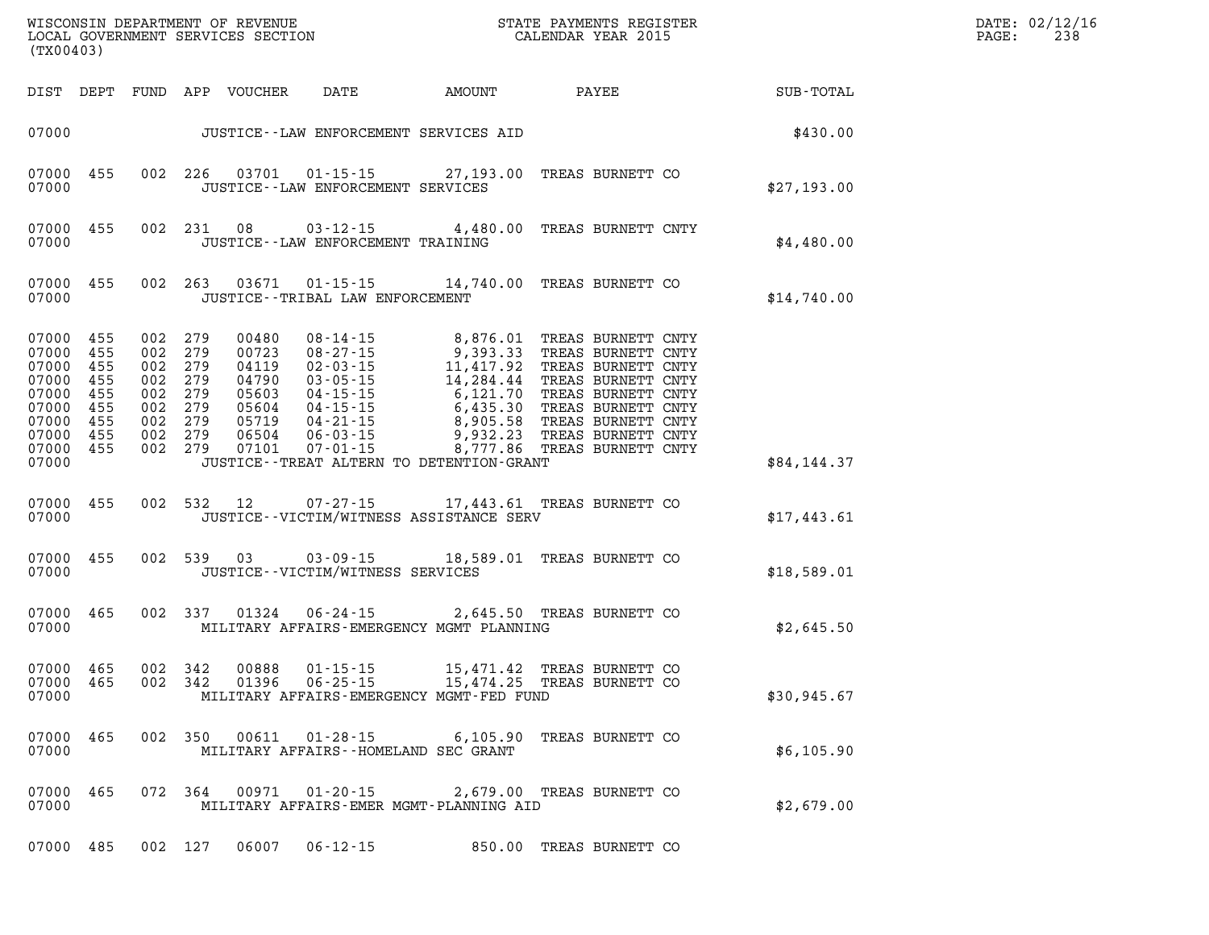WISCONSIN DEPARTMENT OF REVENUE
LOCAL GOVERNMENT SERVICES SECTION
(TX00403)

STATE PAYMENTS REGISTER
CALENDAR YEAR 2015

DATE: 02/12/16
PAGE: 238

| DIST | DEPT | FUND | APP | VOUCHER | DATE | AMOUNT | PAYEE | SUB-TOTAL |
|---|---|---|---|---|---|---|---|---|
| 07000 | | | | | | JUSTICE--LAW ENFORCEMENT SERVICES AID | | $430.00 |
| 07000 | 455 | 002 | 226 | 03701 | 01-15-15 | 27,193.00 | TREAS BURNETT CO | |
| 07000 | | | | | | JUSTICE--LAW ENFORCEMENT SERVICES | | $27,193.00 |
| 07000 | 455 | 002 | 231 | 08 | 03-12-15 | 4,480.00 | TREAS BURNETT CNTY | |
| 07000 | | | | | | JUSTICE--LAW ENFORCEMENT TRAINING | | $4,480.00 |
| 07000 | 455 | 002 | 263 | 03671 | 01-15-15 | 14,740.00 | TREAS BURNETT CO | |
| 07000 | | | | | | JUSTICE--TRIBAL LAW ENFORCEMENT | | $14,740.00 |
| 07000 | 455 | 002 | 279 | 00480 | 08-14-15 | 8,876.01 | TREAS BURNETT CNTY | |
| 07000 | 455 | 002 | 279 | 00723 | 08-27-15 | 9,393.33 | TREAS BURNETT CNTY | |
| 07000 | 455 | 002 | 279 | 04119 | 02-03-15 | 11,417.92 | TREAS BURNETT CNTY | |
| 07000 | 455 | 002 | 279 | 04790 | 03-05-15 | 14,284.44 | TREAS BURNETT CNTY | |
| 07000 | 455 | 002 | 279 | 05603 | 04-15-15 | 6,121.70 | TREAS BURNETT CNTY | |
| 07000 | 455 | 002 | 279 | 05604 | 04-15-15 | 6,435.30 | TREAS BURNETT CNTY | |
| 07000 | 455 | 002 | 279 | 05719 | 04-21-15 | 8,905.58 | TREAS BURNETT CNTY | |
| 07000 | 455 | 002 | 279 | 06504 | 06-03-15 | 9,932.23 | TREAS BURNETT CNTY | |
| 07000 | 455 | 002 | 279 | 07101 | 07-01-15 | 8,777.86 | TREAS BURNETT CNTY | |
| 07000 | | | | | | JUSTICE--TREAT ALTERN TO DETENTION-GRANT | | $84,144.37 |
| 07000 | 455 | 002 | 532 | 12 | 07-27-15 | 17,443.61 | TREAS BURNETT CO | |
| 07000 | | | | | | JUSTICE--VICTIM/WITNESS ASSISTANCE SERV | | $17,443.61 |
| 07000 | 455 | 002 | 539 | 03 | 03-09-15 | 18,589.01 | TREAS BURNETT CO | |
| 07000 | | | | | | JUSTICE--VICTIM/WITNESS SERVICES | | $18,589.01 |
| 07000 | 465 | 002 | 337 | 01324 | 06-24-15 | 2,645.50 | TREAS BURNETT CO | |
| 07000 | | | | | | MILITARY AFFAIRS-EMERGENCY MGMT PLANNING | | $2,645.50 |
| 07000 | 465 | 002 | 342 | 00888 | 01-15-15 | 15,471.42 | TREAS BURNETT CO | |
| 07000 | 465 | 002 | 342 | 01396 | 06-25-15 | 15,474.25 | TREAS BURNETT CO | |
| 07000 | | | | | | MILITARY AFFAIRS-EMERGENCY MGMT-FED FUND | | $30,945.67 |
| 07000 | 465 | 002 | 350 | 00611 | 01-28-15 | 6,105.90 | TREAS BURNETT CO | |
| 07000 | | | | | | MILITARY AFFAIRS--HOMELAND SEC GRANT | | $6,105.90 |
| 07000 | 465 | 072 | 364 | 00971 | 01-20-15 | 2,679.00 | TREAS BURNETT CO | |
| 07000 | | | | | | MILITARY AFFAIRS-EMER MGMT-PLANNING AID | | $2,679.00 |
| 07000 | 485 | 002 | 127 | 06007 | 06-12-15 | 850.00 | TREAS BURNETT CO | |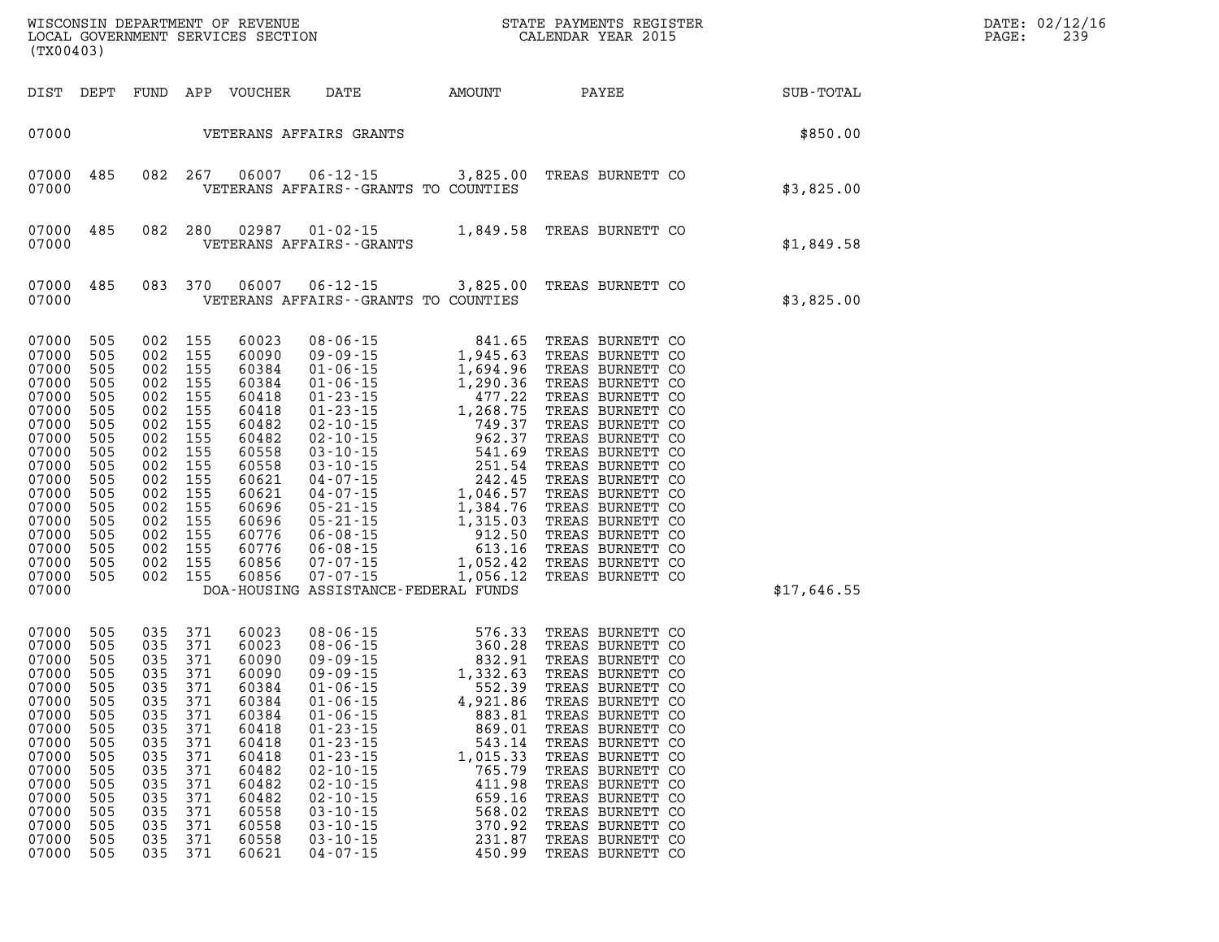WISCONSIN DEPARTMENT OF REVENUE
LOCAL GOVERNMENT SERVICES SECTION
(TX00403)

STATE PAYMENTS REGISTER
CALENDAR YEAR 2015

DATE: 02/12/16

| DIST | DEPT | FUND | APP | VOUCHER | DATE | AMOUNT | PAYEE | SUB-TOTAL |
|---|---|---|---|---|---|---|---|---|
| 07000 | | | | | VETERANS AFFAIRS GRANTS | | | $850.00 |
| 07000 | 485 | 082 | 267 | 06007 | 06-12-15 | 3,825.00 | TREAS BURNETT CO | |
| 07000 | | | | | VETERANS AFFAIRS--GRANTS TO COUNTIES | | | $3,825.00 |
| 07000 | 485 | 082 | 280 | 02987 | 01-02-15 | 1,849.58 | TREAS BURNETT CO | |
| 07000 | | | | | VETERANS AFFAIRS--GRANTS | | | $1,849.58 |
| 07000 | 485 | 083 | 370 | 06007 | 06-12-15 | 3,825.00 | TREAS BURNETT CO | |
| 07000 | | | | | VETERANS AFFAIRS--GRANTS TO COUNTIES | | | $3,825.00 |
| 07000 | 505 | 002 | 155 | 60023 | 08-06-15 | 841.65 | TREAS BURNETT CO | |
| 07000 | 505 | 002 | 155 | 60090 | 09-09-15 | 1,945.63 | TREAS BURNETT CO | |
| 07000 | 505 | 002 | 155 | 60384 | 01-06-15 | 1,694.96 | TREAS BURNETT CO | |
| 07000 | 505 | 002 | 155 | 60384 | 01-06-15 | 1,290.36 | TREAS BURNETT CO | |
| 07000 | 505 | 002 | 155 | 60418 | 01-23-15 | 477.22 | TREAS BURNETT CO | |
| 07000 | 505 | 002 | 155 | 60418 | 01-23-15 | 1,268.75 | TREAS BURNETT CO | |
| 07000 | 505 | 002 | 155 | 60482 | 02-10-15 | 749.37 | TREAS BURNETT CO | |
| 07000 | 505 | 002 | 155 | 60482 | 02-10-15 | 962.37 | TREAS BURNETT CO | |
| 07000 | 505 | 002 | 155 | 60558 | 03-10-15 | 541.69 | TREAS BURNETT CO | |
| 07000 | 505 | 002 | 155 | 60558 | 03-10-15 | 251.54 | TREAS BURNETT CO | |
| 07000 | 505 | 002 | 155 | 60621 | 04-07-15 | 242.45 | TREAS BURNETT CO | |
| 07000 | 505 | 002 | 155 | 60621 | 04-07-15 | 1,046.57 | TREAS BURNETT CO | |
| 07000 | 505 | 002 | 155 | 60696 | 05-21-15 | 1,384.76 | TREAS BURNETT CO | |
| 07000 | 505 | 002 | 155 | 60696 | 05-21-15 | 1,315.03 | TREAS BURNETT CO | |
| 07000 | 505 | 002 | 155 | 60776 | 06-08-15 | 912.50 | TREAS BURNETT CO | |
| 07000 | 505 | 002 | 155 | 60776 | 06-08-15 | 613.16 | TREAS BURNETT CO | |
| 07000 | 505 | 002 | 155 | 60856 | 07-07-15 | 1,052.42 | TREAS BURNETT CO | |
| 07000 | 505 | 002 | 155 | 60856 | 07-07-15 | 1,056.12 | TREAS BURNETT CO | |
| 07000 | | | | | DOA-HOUSING ASSISTANCE-FEDERAL FUNDS | | | $17,646.55 |
| 07000 | 505 | 035 | 371 | 60023 | 08-06-15 | 576.33 | TREAS BURNETT CO | |
| 07000 | 505 | 035 | 371 | 60023 | 08-06-15 | 360.28 | TREAS BURNETT CO | |
| 07000 | 505 | 035 | 371 | 60090 | 09-09-15 | 832.91 | TREAS BURNETT CO | |
| 07000 | 505 | 035 | 371 | 60090 | 09-09-15 | 1,332.63 | TREAS BURNETT CO | |
| 07000 | 505 | 035 | 371 | 60384 | 01-06-15 | 552.39 | TREAS BURNETT CO | |
| 07000 | 505 | 035 | 371 | 60384 | 01-06-15 | 4,921.86 | TREAS BURNETT CO | |
| 07000 | 505 | 035 | 371 | 60384 | 01-06-15 | 883.81 | TREAS BURNETT CO | |
| 07000 | 505 | 035 | 371 | 60418 | 01-23-15 | 869.01 | TREAS BURNETT CO | |
| 07000 | 505 | 035 | 371 | 60418 | 01-23-15 | 543.14 | TREAS BURNETT CO | |
| 07000 | 505 | 035 | 371 | 60418 | 01-23-15 | 1,015.33 | TREAS BURNETT CO | |
| 07000 | 505 | 035 | 371 | 60482 | 02-10-15 | 765.79 | TREAS BURNETT CO | |
| 07000 | 505 | 035 | 371 | 60482 | 02-10-15 | 411.98 | TREAS BURNETT CO | |
| 07000 | 505 | 035 | 371 | 60482 | 02-10-15 | 659.16 | TREAS BURNETT CO | |
| 07000 | 505 | 035 | 371 | 60558 | 03-10-15 | 568.02 | TREAS BURNETT CO | |
| 07000 | 505 | 035 | 371 | 60558 | 03-10-15 | 370.92 | TREAS BURNETT CO | |
| 07000 | 505 | 035 | 371 | 60558 | 03-10-15 | 231.87 | TREAS BURNETT CO | |
| 07000 | 505 | 035 | 371 | 60621 | 04-07-15 | 450.99 | TREAS BURNETT CO | |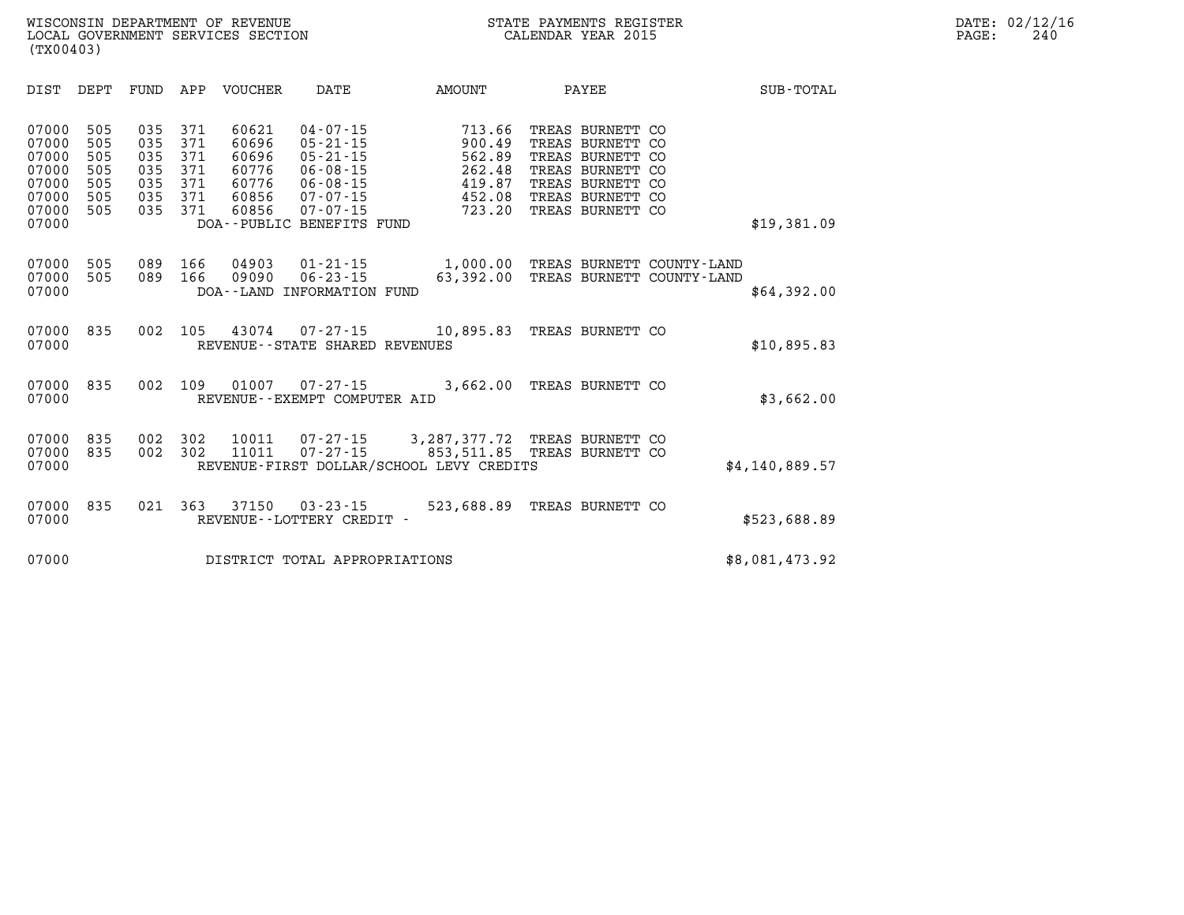WISCONSIN DEPARTMENT OF REVENUE
LOCAL GOVERNMENT SERVICES SECTION
(TX00403)

STATE PAYMENTS REGISTER
CALENDAR YEAR 2015

DATE: 02/12/16

| DIST | DEPT | FUND | APP | VOUCHER | DATE | AMOUNT | PAYEE | SUB-TOTAL |
|---|---|---|---|---|---|---|---|---|
| 07000 | 505 | 035 | 371 | 60621 | 04-07-15 | 713.66 | TREAS BURNETT CO | |
| 07000 | 505 | 035 | 371 | 60696 | 05-21-15 | 900.49 | TREAS BURNETT CO | |
| 07000 | 505 | 035 | 371 | 60696 | 05-21-15 | 562.89 | TREAS BURNETT CO | |
| 07000 | 505 | 035 | 371 | 60776 | 06-08-15 | 262.48 | TREAS BURNETT CO | |
| 07000 | 505 | 035 | 371 | 60776 | 06-08-15 | 419.87 | TREAS BURNETT CO | |
| 07000 | 505 | 035 | 371 | 60856 | 07-07-15 | 452.08 | TREAS BURNETT CO | |
| 07000 | 505 | 035 | 371 | 60856 | 07-07-15 | 723.20 | TREAS BURNETT CO | |
| 07000 | | | | DOA--PUBLIC BENEFITS FUND | | | | $19,381.09 |
| 07000 | 505 | 089 | 166 | 04903 | 01-21-15 | 1,000.00 | TREAS BURNETT COUNTY-LAND | |
| 07000 | 505 | 089 | 166 | 09090 | 06-23-15 | 63,392.00 | TREAS BURNETT COUNTY-LAND | |
| 07000 | | | | DOA--LAND INFORMATION FUND | | | | $64,392.00 |
| 07000 | 835 | 002 | 105 | 43074 | 07-27-15 | 10,895.83 | TREAS BURNETT CO | |
| 07000 | | | | REVENUE--STATE SHARED REVENUES | | | | $10,895.83 |
| 07000 | 835 | 002 | 109 | 01007 | 07-27-15 | 3,662.00 | TREAS BURNETT CO | |
| 07000 | | | | REVENUE--EXEMPT COMPUTER AID | | | | $3,662.00 |
| 07000 | 835 | 002 | 302 | 10011 | 07-27-15 | 3,287,377.72 | TREAS BURNETT CO | |
| 07000 | 835 | 002 | 302 | 11011 | 07-27-15 | 853,511.85 | TREAS BURNETT CO | |
| 07000 | | | | REVENUE-FIRST DOLLAR/SCHOOL LEVY CREDITS | | | | $4,140,889.57 |
| 07000 | 835 | 021 | 363 | 37150 | 03-23-15 | 523,688.89 | TREAS BURNETT CO | |
| 07000 | | | | REVENUE--LOTTERY CREDIT - | | | | $523,688.89 |
| 07000 | | | | DISTRICT TOTAL APPROPRIATIONS | | | | $8,081,473.92 |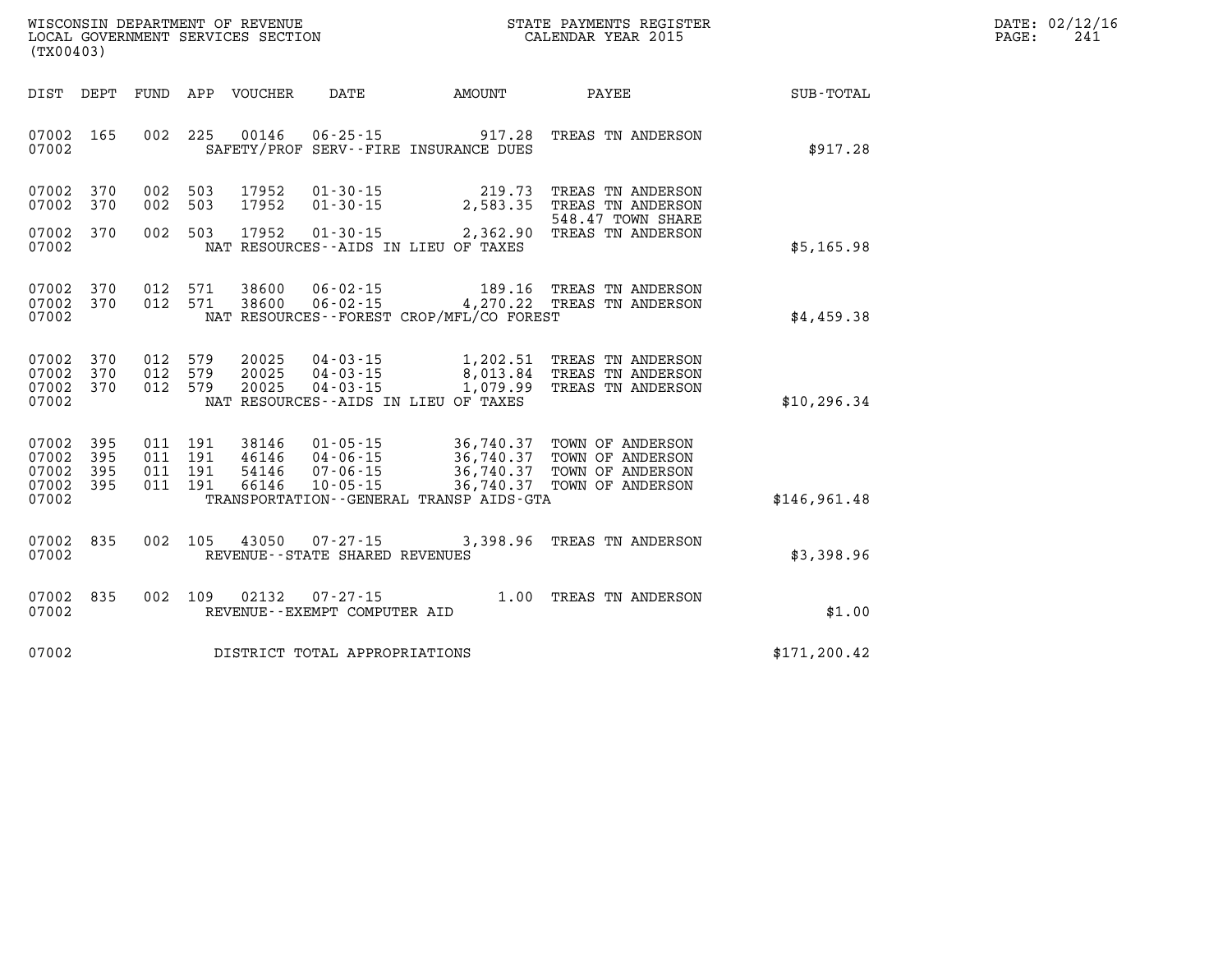WISCONSIN DEPARTMENT OF REVENUE
LOCAL GOVERNMENT SERVICES SECTION
(TX00403)

STATE PAYMENTS REGISTER
CALENDAR YEAR 2015

DATE: 02/12/16
PAGE: 241

| DIST | DEPT | FUND | APP | VOUCHER | DATE | AMOUNT | PAYEE | SUB-TOTAL |
|---|---|---|---|---|---|---|---|---|
| 07002 | 165 | 002 | 225 | 00146 | 06-25-15 | 917.28 | TREAS TN ANDERSON | |
| 07002 | | | | | SAFETY/PROF SERV--FIRE INSURANCE DUES | | | $917.28 |
| 07002 | 370 | 002 | 503 | 17952 | 01-30-15 | 219.73 | TREAS TN ANDERSON | |
| 07002 | 370 | 002 | 503 | 17952 | 01-30-15 | 2,583.35 | TREAS TN ANDERSON 548.47 TOWN SHARE | |
| 07002 | 370 | 002 | 503 | 17952 | 01-30-15 | 2,362.90 | TREAS TN ANDERSON | |
| 07002 | | | | | NAT RESOURCES--AIDS IN LIEU OF TAXES | | | $5,165.98 |
| 07002 | 370 | 012 | 571 | 38600 | 06-02-15 | 189.16 | TREAS TN ANDERSON | |
| 07002 | 370 | 012 | 571 | 38600 | 06-02-15 | 4,270.22 | TREAS TN ANDERSON | |
| 07002 | | | | | NAT RESOURCES--FOREST CROP/MFL/CO FOREST | | | $4,459.38 |
| 07002 | 370 | 012 | 579 | 20025 | 04-03-15 | 1,202.51 | TREAS TN ANDERSON | |
| 07002 | 370 | 012 | 579 | 20025 | 04-03-15 | 8,013.84 | TREAS TN ANDERSON | |
| 07002 | 370 | 012 | 579 | 20025 | 04-03-15 | 1,079.99 | TREAS TN ANDERSON | |
| 07002 | | | | | NAT RESOURCES--AIDS IN LIEU OF TAXES | | | $10,296.34 |
| 07002 | 395 | 011 | 191 | 38146 | 01-05-15 | 36,740.37 | TOWN OF ANDERSON | |
| 07002 | 395 | 011 | 191 | 46146 | 04-06-15 | 36,740.37 | TOWN OF ANDERSON | |
| 07002 | 395 | 011 | 191 | 54146 | 07-06-15 | 36,740.37 | TOWN OF ANDERSON | |
| 07002 | 395 | 011 | 191 | 66146 | 10-05-15 | 36,740.37 | TOWN OF ANDERSON | |
| 07002 | | | | | TRANSPORTATION--GENERAL TRANSP AIDS-GTA | | | $146,961.48 |
| 07002 | 835 | 002 | 105 | 43050 | 07-27-15 | 3,398.96 | TREAS TN ANDERSON | |
| 07002 | | | | | REVENUE--STATE SHARED REVENUES | | | $3,398.96 |
| 07002 | 835 | 002 | 109 | 02132 | 07-27-15 | 1.00 | TREAS TN ANDERSON | |
| 07002 | | | | | REVENUE--EXEMPT COMPUTER AID | | | $1.00 |
| 07002 | | | | | DISTRICT TOTAL APPROPRIATIONS | | | $171,200.42 |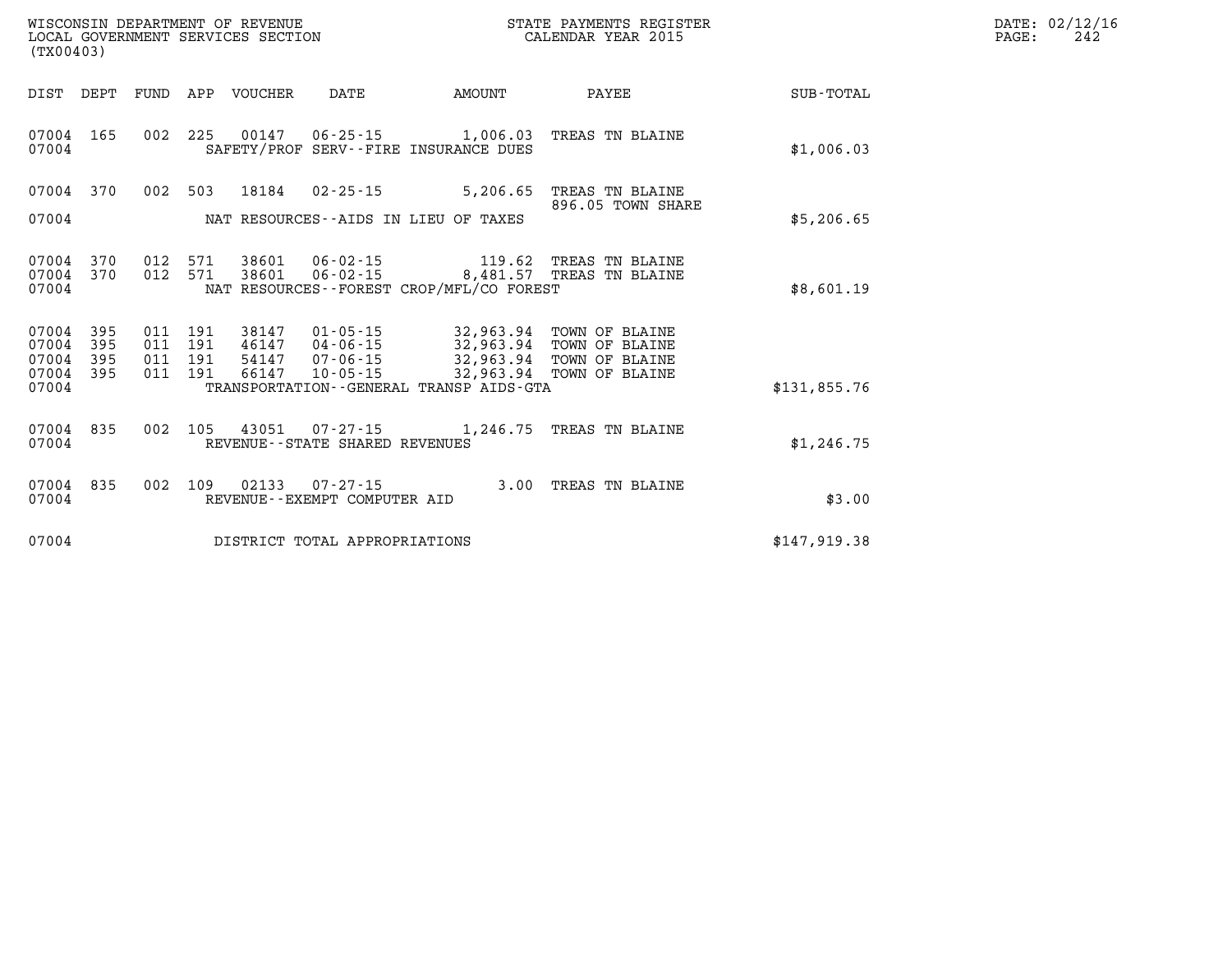WISCONSIN DEPARTMENT OF REVENUE
LOCAL GOVERNMENT SERVICES SECTION
(TX00403)

STATE PAYMENTS REGISTER
CALENDAR YEAR 2015

DATE: 02/12/16

| DIST | DEPT | FUND | APP | VOUCHER | DATE | AMOUNT | PAYEE | SUB-TOTAL |
|---|---|---|---|---|---|---|---|---|
| 07004 | 165 | 002 | 225 | 00147 | 06-25-15 | 1,006.03 | TREAS TN BLAINE | |
| 07004 | | | | | SAFETY/PROF SERV--FIRE INSURANCE DUES | | | $1,006.03 |
| 07004 | 370 | 002 | 503 | 18184 | 02-25-15 | 5,206.65 | TREAS TN BLAINE 896.05 TOWN SHARE | |
| 07004 | | | | | NAT RESOURCES--AIDS IN LIEU OF TAXES | | | $5,206.65 |
| 07004 | 370 | 012 | 571 | 38601 | 06-02-15 | 119.62 | TREAS TN BLAINE | |
| 07004 | 370 | 012 | 571 | 38601 | 06-02-15 | 8,481.57 | TREAS TN BLAINE | |
| 07004 | | | | | NAT RESOURCES--FOREST CROP/MFL/CO FOREST | | | $8,601.19 |
| 07004 | 395 | 011 | 191 | 38147 | 01-05-15 | 32,963.94 | TOWN OF BLAINE | |
| 07004 | 395 | 011 | 191 | 46147 | 04-06-15 | 32,963.94 | TOWN OF BLAINE | |
| 07004 | 395 | 011 | 191 | 54147 | 07-06-15 | 32,963.94 | TOWN OF BLAINE | |
| 07004 | 395 | 011 | 191 | 66147 | 10-05-15 | 32,963.94 | TOWN OF BLAINE | |
| 07004 | | | | | TRANSPORTATION--GENERAL TRANSP AIDS-GTA | | | $131,855.76 |
| 07004 | 835 | 002 | 105 | 43051 | 07-27-15 | 1,246.75 | TREAS TN BLAINE | |
| 07004 | | | | | REVENUE--STATE SHARED REVENUES | | | $1,246.75 |
| 07004 | 835 | 002 | 109 | 02133 | 07-27-15 | 3.00 | TREAS TN BLAINE | |
| 07004 | | | | | REVENUE--EXEMPT COMPUTER AID | | | $3.00 |
| 07004 | | | | | DISTRICT TOTAL APPROPRIATIONS | | | $147,919.38 |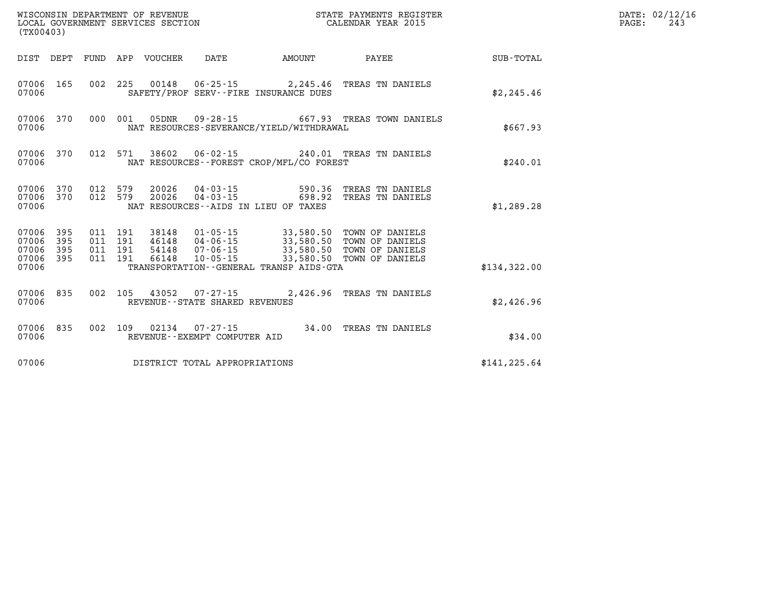WISCONSIN DEPARTMENT OF REVENUE
LOCAL GOVERNMENT SERVICES SECTION
(TX00403)

STATE PAYMENTS REGISTER
CALENDAR YEAR 2015

DATE: 02/12/16
PAGE: 243

| DIST | DEPT | FUND | APP | VOUCHER | DATE | AMOUNT | PAYEE | SUB-TOTAL |
|---|---|---|---|---|---|---|---|---|
| 07006 | 165 | 002 | 225 | 00148 | 06-25-15 | 2,245.46 | TREAS TN DANIELS | |
| 07006 | | | | | SAFETY/PROF SERV--FIRE INSURANCE DUES | | | $2,245.46 |
| 07006 | 370 | 000 | 001 | 05DNR | 09-28-15 | 667.93 | TREAS TOWN DANIELS | |
| 07006 | | | | | NAT RESOURCES-SEVERANCE/YIELD/WITHDRAWAL | | | $667.93 |
| 07006 | 370 | 012 | 571 | 38602 | 06-02-15 | 240.01 | TREAS TN DANIELS | |
| 07006 | | | | | NAT RESOURCES--FOREST CROP/MFL/CO FOREST | | | $240.01 |
| 07006 | 370 | 012 | 579 | 20026 | 04-03-15 | 590.36 | TREAS TN DANIELS | |
| 07006 | 370 | 012 | 579 | 20026 | 04-03-15 | 698.92 | TREAS TN DANIELS | |
| 07006 | | | | | NAT RESOURCES--AIDS IN LIEU OF TAXES | | | $1,289.28 |
| 07006 | 395 | 011 | 191 | 38148 | 01-05-15 | 33,580.50 | TOWN OF DANIELS | |
| 07006 | 395 | 011 | 191 | 46148 | 04-06-15 | 33,580.50 | TOWN OF DANIELS | |
| 07006 | 395 | 011 | 191 | 54148 | 07-06-15 | 33,580.50 | TOWN OF DANIELS | |
| 07006 | 395 | 011 | 191 | 66148 | 10-05-15 | 33,580.50 | TOWN OF DANIELS | |
| 07006 | | | | | TRANSPORTATION--GENERAL TRANSP AIDS-GTA | | | $134,322.00 |
| 07006 | 835 | 002 | 105 | 43052 | 07-27-15 | 2,426.96 | TREAS TN DANIELS | |
| 07006 | | | | | REVENUE--STATE SHARED REVENUES | | | $2,426.96 |
| 07006 | 835 | 002 | 109 | 02134 | 07-27-15 | 34.00 | TREAS TN DANIELS | |
| 07006 | | | | | REVENUE--EXEMPT COMPUTER AID | | | $34.00 |
| 07006 | | | | | DISTRICT TOTAL APPROPRIATIONS | | | $141,225.64 |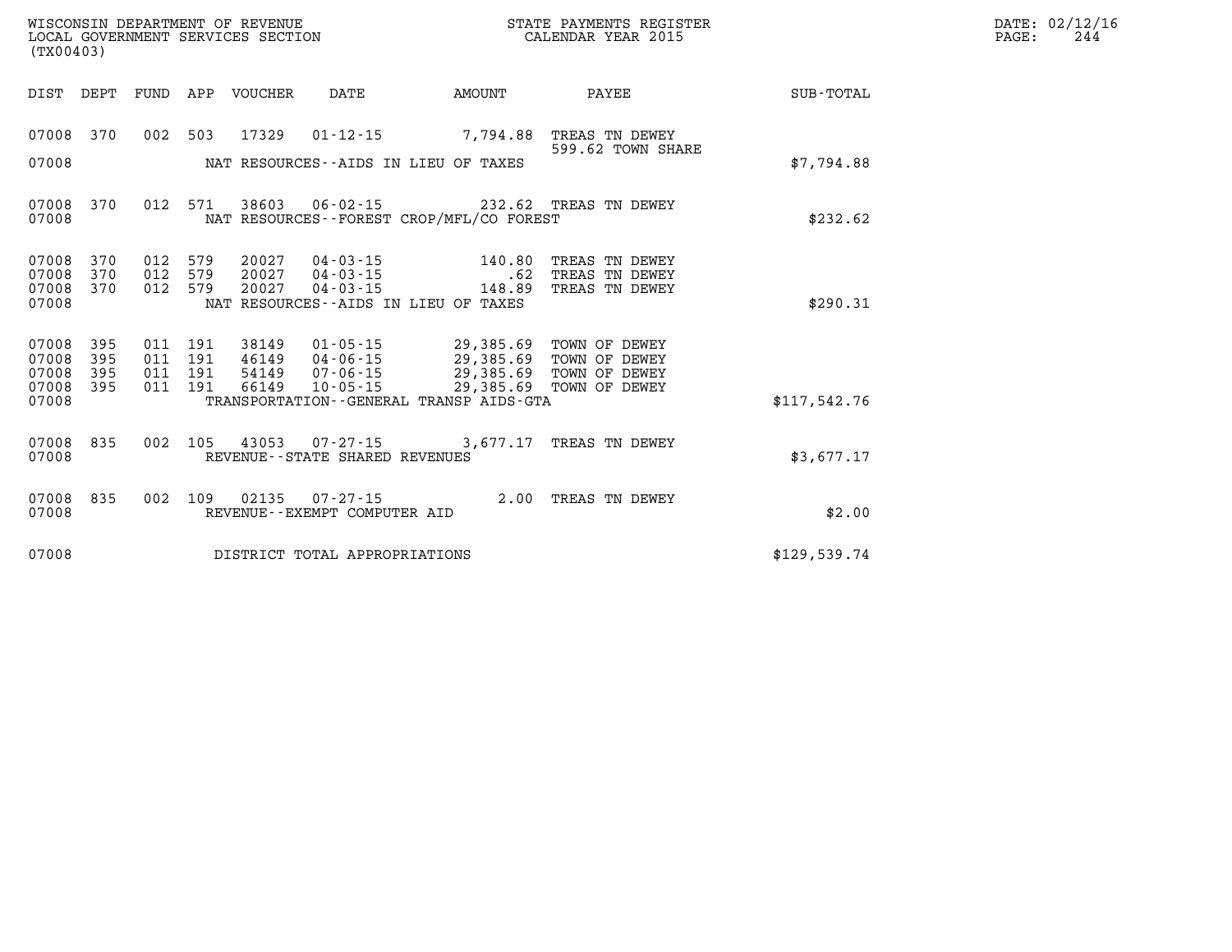WISCONSIN DEPARTMENT OF REVENUE
LOCAL GOVERNMENT SERVICES SECTION
(TX00403)

STATE PAYMENTS REGISTER
CALENDAR YEAR 2015

| DIST | DEPT | FUND | APP | VOUCHER | DATE | AMOUNT | PAYEE | SUB-TOTAL |
|---|---|---|---|---|---|---|---|---|
| 07008 | 370 | 002 | 503 | 17329 | 01-12-15 | 7,794.88 | TREAS TN DEWEY 599.62 TOWN SHARE | |
| 07008 | | | | | NAT RESOURCES--AIDS IN LIEU OF TAXES | | | $7,794.88 |
| 07008 | 370 | 012 | 571 | 38603 | 06-02-15 | 232.62 | TREAS TN DEWEY | |
| 07008 | | | | | NAT RESOURCES--FOREST CROP/MFL/CO FOREST | | | $232.62 |
| 07008 | 370 | 012 | 579 | 20027 | 04-03-15 | 140.80 | TREAS TN DEWEY | |
| 07008 | 370 | 012 | 579 | 20027 | 04-03-15 | .62 | TREAS TN DEWEY | |
| 07008 | 370 | 012 | 579 | 20027 | 04-03-15 | 148.89 | TREAS TN DEWEY | |
| 07008 | | | | | NAT RESOURCES--AIDS IN LIEU OF TAXES | | | $290.31 |
| 07008 | 395 | 011 | 191 | 38149 | 01-05-15 | 29,385.69 | TOWN OF DEWEY | |
| 07008 | 395 | 011 | 191 | 46149 | 04-06-15 | 29,385.69 | TOWN OF DEWEY | |
| 07008 | 395 | 011 | 191 | 54149 | 07-06-15 | 29,385.69 | TOWN OF DEWEY | |
| 07008 | 395 | 011 | 191 | 66149 | 10-05-15 | 29,385.69 | TOWN OF DEWEY | |
| 07008 | | | | | TRANSPORTATION--GENERAL TRANSP AIDS-GTA | | | $117,542.76 |
| 07008 | 835 | 002 | 105 | 43053 | 07-27-15 | 3,677.17 | TREAS TN DEWEY | |
| 07008 | | | | | REVENUE--STATE SHARED REVENUES | | | $3,677.17 |
| 07008 | 835 | 002 | 109 | 02135 | 07-27-15 | 2.00 | TREAS TN DEWEY | |
| 07008 | | | | | REVENUE--EXEMPT COMPUTER AID | | | $2.00 |
| 07008 | | | | | DISTRICT TOTAL APPROPRIATIONS | | | $129,539.74 |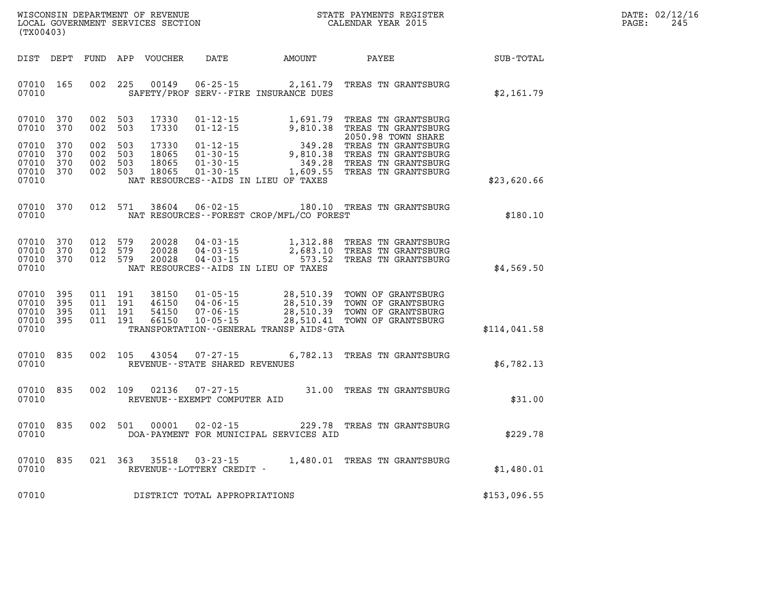WISCONSIN DEPARTMENT OF REVENUE
LOCAL GOVERNMENT SERVICES SECTION
(TX00403)

STATE PAYMENTS REGISTER
CALENDAR YEAR 2015

DATE: 02/12/16
PAGE: 245

| DIST | DEPT | FUND | APP | VOUCHER | DATE | AMOUNT | PAYEE | SUB-TOTAL |
|---|---|---|---|---|---|---|---|---|
| 07010 | 165 | 002 | 225 | 00149 | 06-25-15 | 2,161.79 | TREAS TN GRANTSBURG | |
| 07010 | | | | | SAFETY/PROF SERV--FIRE INSURANCE DUES | | | $2,161.79 |
| 07010 | 370 | 002 | 503 | 17330 | 01-12-15 | 1,691.79 | TREAS TN GRANTSBURG | |
| 07010 | 370 | 002 | 503 | 17330 | 01-12-15 | 9,810.38 | TREAS TN GRANTSBURG 2050.98 TOWN SHARE | |
| 07010 | 370 | 002 | 503 | 17330 | 01-12-15 | 349.28 | TREAS TN GRANTSBURG | |
| 07010 | 370 | 002 | 503 | 18065 | 01-30-15 | 9,810.38 | TREAS TN GRANTSBURG | |
| 07010 | 370 | 002 | 503 | 18065 | 01-30-15 | 349.28 | TREAS TN GRANTSBURG | |
| 07010 | 370 | 002 | 503 | 18065 | 01-30-15 | 1,609.55 | TREAS TN GRANTSBURG | |
| 07010 | | | | | NAT RESOURCES--AIDS IN LIEU OF TAXES | | | $23,620.66 |
| 07010 | 370 | 012 | 571 | 38604 | 06-02-15 | 180.10 | TREAS TN GRANTSBURG | |
| 07010 | | | | | NAT RESOURCES--FOREST CROP/MFL/CO FOREST | | | $180.10 |
| 07010 | 370 | 012 | 579 | 20028 | 04-03-15 | 1,312.88 | TREAS TN GRANTSBURG | |
| 07010 | 370 | 012 | 579 | 20028 | 04-03-15 | 2,683.10 | TREAS TN GRANTSBURG | |
| 07010 | 370 | 012 | 579 | 20028 | 04-03-15 | 573.52 | TREAS TN GRANTSBURG | |
| 07010 | | | | | NAT RESOURCES--AIDS IN LIEU OF TAXES | | | $4,569.50 |
| 07010 | 395 | 011 | 191 | 38150 | 01-05-15 | 28,510.39 | TOWN OF GRANTSBURG | |
| 07010 | 395 | 011 | 191 | 46150 | 04-06-15 | 28,510.39 | TOWN OF GRANTSBURG | |
| 07010 | 395 | 011 | 191 | 54150 | 07-06-15 | 28,510.39 | TOWN OF GRANTSBURG | |
| 07010 | 395 | 011 | 191 | 66150 | 10-05-15 | 28,510.41 | TOWN OF GRANTSBURG | |
| 07010 | | | | | TRANSPORTATION--GENERAL TRANSP AIDS-GTA | | | $114,041.58 |
| 07010 | 835 | 002 | 105 | 43054 | 07-27-15 | 6,782.13 | TREAS TN GRANTSBURG | |
| 07010 | | | | | REVENUE--STATE SHARED REVENUES | | | $6,782.13 |
| 07010 | 835 | 002 | 109 | 02136 | 07-27-15 | 31.00 | TREAS TN GRANTSBURG | |
| 07010 | | | | | REVENUE--EXEMPT COMPUTER AID | | | $31.00 |
| 07010 | 835 | 002 | 501 | 00001 | 02-02-15 | 229.78 | TREAS TN GRANTSBURG | |
| 07010 | | | | | DOA-PAYMENT FOR MUNICIPAL SERVICES AID | | | $229.78 |
| 07010 | 835 | 021 | 363 | 35518 | 03-23-15 | 1,480.01 | TREAS TN GRANTSBURG | |
| 07010 | | | | | REVENUE--LOTTERY CREDIT - | | | $1,480.01 |
| 07010 | | | | | DISTRICT TOTAL APPROPRIATIONS | | | $153,096.55 |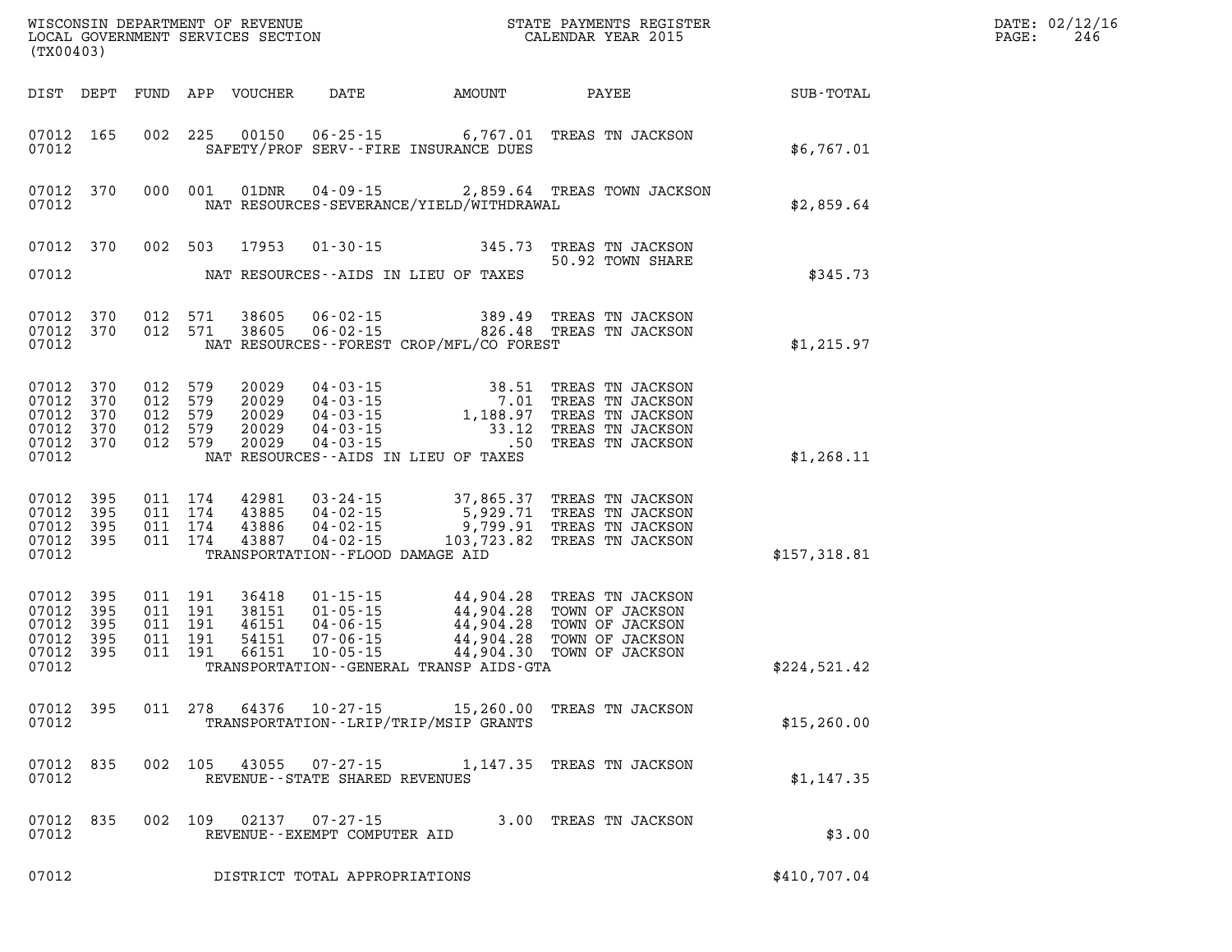WISCONSIN DEPARTMENT OF REVENUE
LOCAL GOVERNMENT SERVICES SECTION
(TX00403)

STATE PAYMENTS REGISTER
CALENDAR YEAR 2015

DATE: 02/12/16

| DIST | DEPT | FUND | APP | VOUCHER | DATE | AMOUNT | PAYEE | SUB-TOTAL |
|---|---|---|---|---|---|---|---|---|
| 07012 | 165 | 002 | 225 | 00150 | 06-25-15 | 6,767.01 | TREAS TN JACKSON | |
| 07012 | | | | | SAFETY/PROF SERV--FIRE INSURANCE DUES | | | $6,767.01 |
| 07012 | 370 | 000 | 001 | 01DNR | 04-09-15 | 2,859.64 | TREAS TOWN JACKSON | |
| 07012 | | | | | NAT RESOURCES-SEVERANCE/YIELD/WITHDRAWAL | | | $2,859.64 |
| 07012 | 370 | 002 | 503 | 17953 | 01-30-15 | 345.73 | TREAS TN JACKSON | |
| | | | | | | | 50.92 TOWN SHARE | |
| 07012 | | | | | NAT RESOURCES--AIDS IN LIEU OF TAXES | | | $345.73 |
| 07012 | 370 | 012 | 571 | 38605 | 06-02-15 | 389.49 | TREAS TN JACKSON | |
| 07012 | 370 | 012 | 571 | 38605 | 06-02-15 | 826.48 | TREAS TN JACKSON | |
| 07012 | | | | | NAT RESOURCES--FOREST CROP/MFL/CO FOREST | | | $1,215.97 |
| 07012 | 370 | 012 | 579 | 20029 | 04-03-15 | 38.51 | TREAS TN JACKSON | |
| 07012 | 370 | 012 | 579 | 20029 | 04-03-15 | 7.01 | TREAS TN JACKSON | |
| 07012 | 370 | 012 | 579 | 20029 | 04-03-15 | 1,188.97 | TREAS TN JACKSON | |
| 07012 | 370 | 012 | 579 | 20029 | 04-03-15 | 33.12 | TREAS TN JACKSON | |
| 07012 | 370 | 012 | 579 | 20029 | 04-03-15 | .50 | TREAS TN JACKSON | |
| 07012 | | | | | NAT RESOURCES--AIDS IN LIEU OF TAXES | | | $1,268.11 |
| 07012 | 395 | 011 | 174 | 42981 | 03-24-15 | 37,865.37 | TREAS TN JACKSON | |
| 07012 | 395 | 011 | 174 | 43885 | 04-02-15 | 5,929.71 | TREAS TN JACKSON | |
| 07012 | 395 | 011 | 174 | 43886 | 04-02-15 | 9,799.91 | TREAS TN JACKSON | |
| 07012 | 395 | 011 | 174 | 43887 | 04-02-15 | 103,723.82 | TREAS TN JACKSON | |
| 07012 | | | | | TRANSPORTATION--FLOOD DAMAGE AID | | | $157,318.81 |
| 07012 | 395 | 011 | 191 | 36418 | 01-15-15 | 44,904.28 | TREAS TN JACKSON | |
| 07012 | 395 | 011 | 191 | 38151 | 01-05-15 | 44,904.28 | TOWN OF JACKSON | |
| 07012 | 395 | 011 | 191 | 46151 | 04-06-15 | 44,904.28 | TOWN OF JACKSON | |
| 07012 | 395 | 011 | 191 | 54151 | 07-06-15 | 44,904.28 | TOWN OF JACKSON | |
| 07012 | 395 | 011 | 191 | 66151 | 10-05-15 | 44,904.30 | TOWN OF JACKSON | |
| 07012 | | | | | TRANSPORTATION--GENERAL TRANSP AIDS-GTA | | | $224,521.42 |
| 07012 | 395 | 011 | 278 | 64376 | 10-27-15 | 15,260.00 | TREAS TN JACKSON | |
| 07012 | | | | | TRANSPORTATION--LRIP/TRIP/MSIP GRANTS | | | $15,260.00 |
| 07012 | 835 | 002 | 105 | 43055 | 07-27-15 | 1,147.35 | TREAS TN JACKSON | |
| 07012 | | | | | REVENUE--STATE SHARED REVENUES | | | $1,147.35 |
| 07012 | 835 | 002 | 109 | 02137 | 07-27-15 | 3.00 | TREAS TN JACKSON | |
| 07012 | | | | | REVENUE--EXEMPT COMPUTER AID | | | $3.00 |
| 07012 | | | | | DISTRICT TOTAL APPROPRIATIONS | | | $410,707.04 |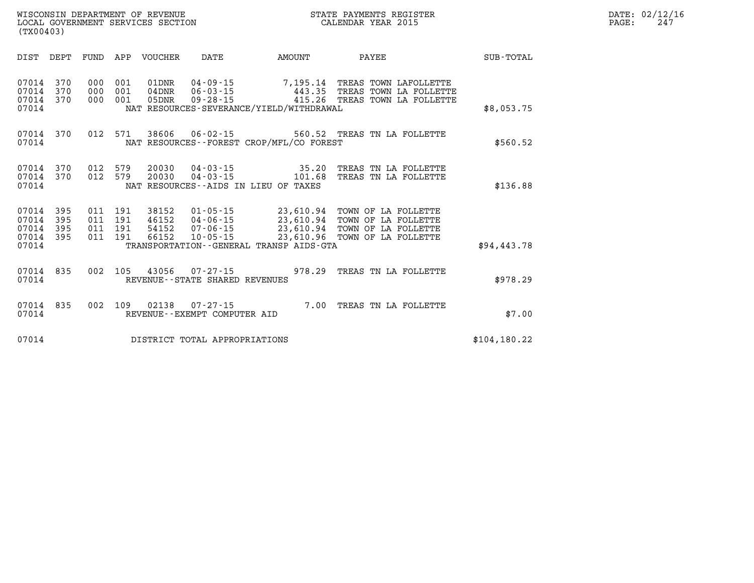WISCONSIN DEPARTMENT OF REVENUE
LOCAL GOVERNMENT SERVICES SECTION
(TX00403)

STATE PAYMENTS REGISTER
CALENDAR YEAR 2015

DATE: 02/12/16
PAGE: 247

| DIST | DEPT | FUND | APP | VOUCHER | DATE | AMOUNT | PAYEE | SUB-TOTAL |
|---|---|---|---|---|---|---|---|---|
| 07014 | 370 | 000 | 001 | 01DNR | 04-09-15 | 7,195.14 | TREAS TOWN LAFOLLETTE | |
| 07014 | 370 | 000 | 001 | 04DNR | 06-03-15 | 443.35 | TREAS TOWN LA FOLLETTE | |
| 07014 | 370 | 000 | 001 | 05DNR | 09-28-15 | 415.26 | TREAS TOWN LA FOLLETTE | |
| 07014 | | | | NAT RESOURCES-SEVERANCE/YIELD/WITHDRAWAL | | | | $8,053.75 |
| 07014 | 370 | 012 | 571 | 38606 | 06-02-15 | 560.52 | TREAS TN LA FOLLETTE | |
| 07014 | | | | NAT RESOURCES--FOREST CROP/MFL/CO FOREST | | | | $560.52 |
| 07014 | 370 | 012 | 579 | 20030 | 04-03-15 | 35.20 | TREAS TN LA FOLLETTE | |
| 07014 | 370 | 012 | 579 | 20030 | 04-03-15 | 101.68 | TREAS TN LA FOLLETTE | |
| 07014 | | | | NAT RESOURCES--AIDS IN LIEU OF TAXES | | | | $136.88 |
| 07014 | 395 | 011 | 191 | 38152 | 01-05-15 | 23,610.94 | TOWN OF LA FOLLETTE | |
| 07014 | 395 | 011 | 191 | 46152 | 04-06-15 | 23,610.94 | TOWN OF LA FOLLETTE | |
| 07014 | 395 | 011 | 191 | 54152 | 07-06-15 | 23,610.94 | TOWN OF LA FOLLETTE | |
| 07014 | 395 | 011 | 191 | 66152 | 10-05-15 | 23,610.96 | TOWN OF LA FOLLETTE | |
| 07014 | | | | TRANSPORTATION--GENERAL TRANSP AIDS-GTA | | | | $94,443.78 |
| 07014 | 835 | 002 | 105 | 43056 | 07-27-15 | 978.29 | TREAS TN LA FOLLETTE | |
| 07014 | | | | REVENUE--STATE SHARED REVENUES | | | | $978.29 |
| 07014 | 835 | 002 | 109 | 02138 | 07-27-15 | 7.00 | TREAS TN LA FOLLETTE | |
| 07014 | | | | REVENUE--EXEMPT COMPUTER AID | | | | $7.00 |
| 07014 | | | | DISTRICT TOTAL APPROPRIATIONS | | | | $104,180.22 |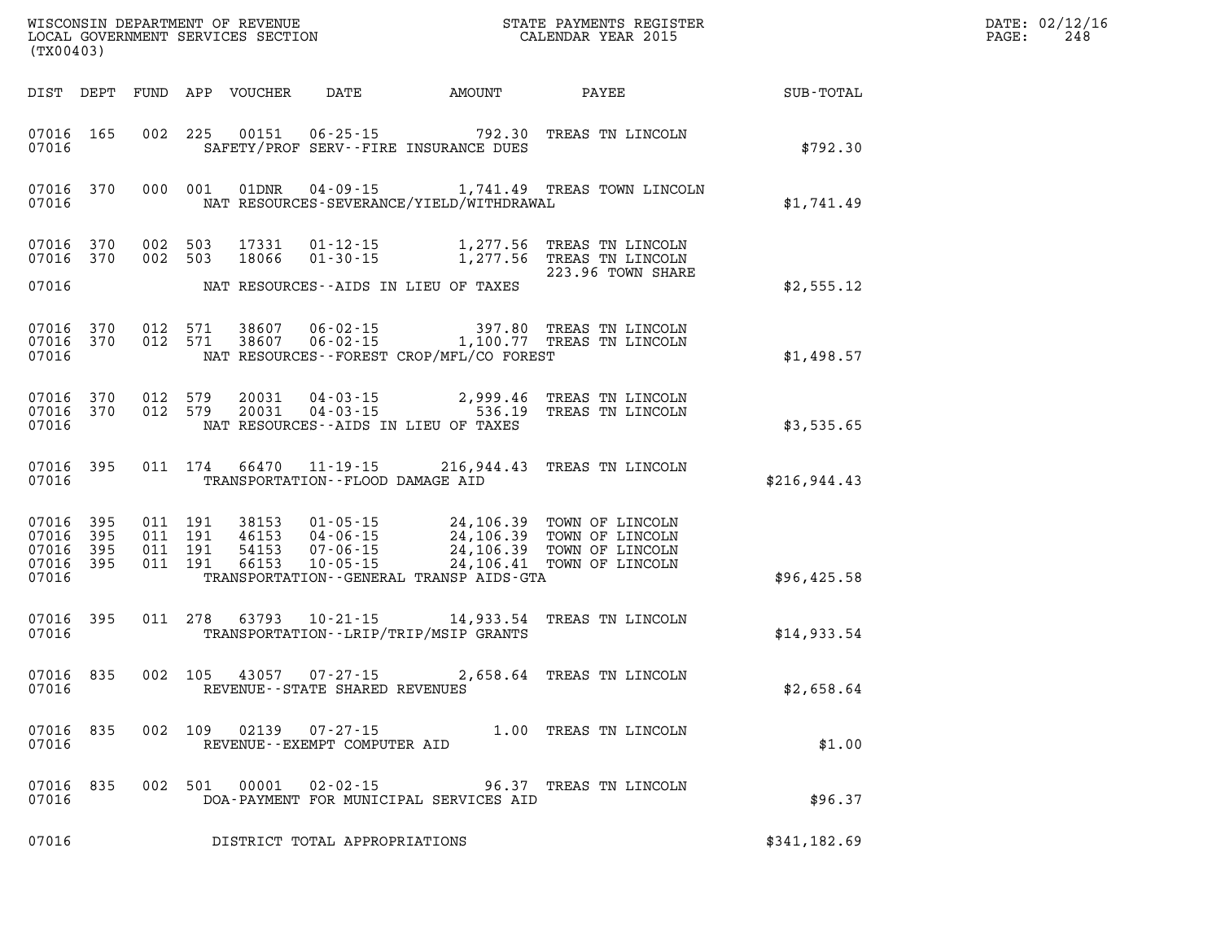WISCONSIN DEPARTMENT OF REVENUE
LOCAL GOVERNMENT SERVICES SECTION
(TX00403)

STATE PAYMENTS REGISTER
CALENDAR YEAR 2015

DATE: 02/12/16

| DIST | DEPT | FUND | APP | VOUCHER | DATE | AMOUNT | PAYEE | SUB-TOTAL |
|---|---|---|---|---|---|---|---|---|
| 07016 | 165 | 002 | 225 | 00151 | 06-25-15 | 792.30 | TREAS TN LINCOLN | |
| 07016 | | | | SAFETY/PROF SERV--FIRE INSURANCE DUES | | | | $792.30 |
| 07016 | 370 | 000 | 001 | 01DNR | 04-09-15 | 1,741.49 | TREAS TOWN LINCOLN | |
| 07016 | | | | NAT RESOURCES-SEVERANCE/YIELD/WITHDRAWAL | | | | $1,741.49 |
| 07016 | 370 | 002 | 503 | 17331 | 01-12-15 | 1,277.56 | TREAS TN LINCOLN | |
| 07016 | 370 | 002 | 503 | 18066 | 01-30-15 | 1,277.56 | TREAS TN LINCOLN 223.96 TOWN SHARE | |
| 07016 | | | | NAT RESOURCES--AIDS IN LIEU OF TAXES | | | | $2,555.12 |
| 07016 | 370 | 012 | 571 | 38607 | 06-02-15 | 397.80 | TREAS TN LINCOLN | |
| 07016 | 370 | 012 | 571 | 38607 | 06-02-15 | 1,100.77 | TREAS TN LINCOLN | |
| 07016 | | | | NAT RESOURCES--FOREST CROP/MFL/CO FOREST | | | | $1,498.57 |
| 07016 | 370 | 012 | 579 | 20031 | 04-03-15 | 2,999.46 | TREAS TN LINCOLN | |
| 07016 | 370 | 012 | 579 | 20031 | 04-03-15 | 536.19 | TREAS TN LINCOLN | |
| 07016 | | | | NAT RESOURCES--AIDS IN LIEU OF TAXES | | | | $3,535.65 |
| 07016 | 395 | 011 | 174 | 66470 | 11-19-15 | 216,944.43 | TREAS TN LINCOLN | |
| 07016 | | | | TRANSPORTATION--FLOOD DAMAGE AID | | | | $216,944.43 |
| 07016 | 395 | 011 | 191 | 38153 | 01-05-15 | 24,106.39 | TOWN OF LINCOLN | |
| 07016 | 395 | 011 | 191 | 46153 | 04-06-15 | 24,106.39 | TOWN OF LINCOLN | |
| 07016 | 395 | 011 | 191 | 54153 | 07-06-15 | 24,106.39 | TOWN OF LINCOLN | |
| 07016 | 395 | 011 | 191 | 66153 | 10-05-15 | 24,106.41 | TOWN OF LINCOLN | |
| 07016 | | | | TRANSPORTATION--GENERAL TRANSP AIDS-GTA | | | | $96,425.58 |
| 07016 | 395 | 011 | 278 | 63793 | 10-21-15 | 14,933.54 | TREAS TN LINCOLN | |
| 07016 | | | | TRANSPORTATION--LRIP/TRIP/MSIP GRANTS | | | | $14,933.54 |
| 07016 | 835 | 002 | 105 | 43057 | 07-27-15 | 2,658.64 | TREAS TN LINCOLN | |
| 07016 | | | | REVENUE--STATE SHARED REVENUES | | | | $2,658.64 |
| 07016 | 835 | 002 | 109 | 02139 | 07-27-15 | 1.00 | TREAS TN LINCOLN | |
| 07016 | | | | REVENUE--EXEMPT COMPUTER AID | | | | $1.00 |
| 07016 | 835 | 002 | 501 | 00001 | 02-02-15 | 96.37 | TREAS TN LINCOLN | |
| 07016 | | | | DOA-PAYMENT FOR MUNICIPAL SERVICES AID | | | | $96.37 |
| 07016 | | | | DISTRICT TOTAL APPROPRIATIONS | | | | $341,182.69 |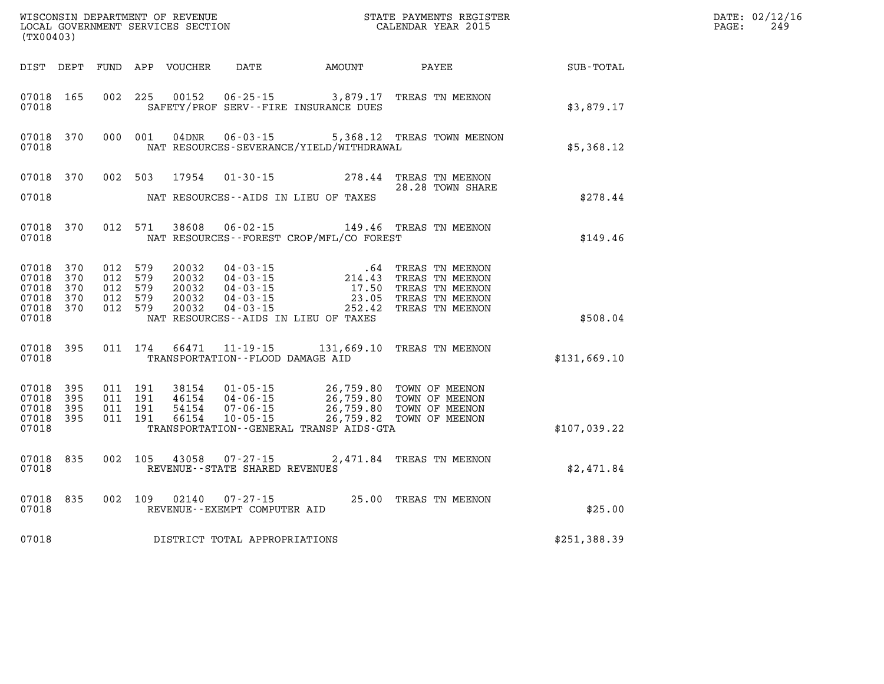WISCONSIN DEPARTMENT OF REVENUE
LOCAL GOVERNMENT SERVICES SECTION
(TX00403)

STATE PAYMENTS REGISTER
CALENDAR YEAR 2015

DATE: 02/12/16
PAGE: 249

| DIST | DEPT | FUND | APP | VOUCHER | DATE | AMOUNT | PAYEE | SUB-TOTAL |
|---|---|---|---|---|---|---|---|---|
| 07018 | 165 | 002 | 225 | 00152 | 06-25-15 | 3,879.17 | TREAS TN MEENON | |
| 07018 | | | | | SAFETY/PROF SERV--FIRE INSURANCE DUES | | | $3,879.17 |
| 07018 | 370 | 000 | 001 | 04DNR | 06-03-15 | 5,368.12 | TREAS TOWN MEENON | |
| 07018 | | | | | NAT RESOURCES-SEVERANCE/YIELD/WITHDRAWAL | | | $5,368.12 |
| 07018 | 370 | 002 | 503 | 17954 | 01-30-15 | 278.44 | TREAS TN MEENON | |
| | | | | | | | 28.28 TOWN SHARE | |
| 07018 | | | | | NAT RESOURCES--AIDS IN LIEU OF TAXES | | | $278.44 |
| 07018 | 370 | 012 | 571 | 38608 | 06-02-15 | 149.46 | TREAS TN MEENON | |
| 07018 | | | | | NAT RESOURCES--FOREST CROP/MFL/CO FOREST | | | $149.46 |
| 07018 | 370 | 012 | 579 | 20032 | 04-03-15 | .64 | TREAS TN MEENON | |
| 07018 | 370 | 012 | 579 | 20032 | 04-03-15 | 214.43 | TREAS TN MEENON | |
| 07018 | 370 | 012 | 579 | 20032 | 04-03-15 | 17.50 | TREAS TN MEENON | |
| 07018 | 370 | 012 | 579 | 20032 | 04-03-15 | 23.05 | TREAS TN MEENON | |
| 07018 | 370 | 012 | 579 | 20032 | 04-03-15 | 252.42 | TREAS TN MEENON | |
| 07018 | | | | | NAT RESOURCES--AIDS IN LIEU OF TAXES | | | $508.04 |
| 07018 | 395 | 011 | 174 | 66471 | 11-19-15 | 131,669.10 | TREAS TN MEENON | |
| 07018 | | | | | TRANSPORTATION--FLOOD DAMAGE AID | | | $131,669.10 |
| 07018 | 395 | 011 | 191 | 38154 | 01-05-15 | 26,759.80 | TOWN OF MEENON | |
| 07018 | 395 | 011 | 191 | 46154 | 04-06-15 | 26,759.80 | TOWN OF MEENON | |
| 07018 | 395 | 011 | 191 | 54154 | 07-06-15 | 26,759.80 | TOWN OF MEENON | |
| 07018 | 395 | 011 | 191 | 66154 | 10-05-15 | 26,759.82 | TOWN OF MEENON | |
| 07018 | | | | | TRANSPORTATION--GENERAL TRANSP AIDS-GTA | | | $107,039.22 |
| 07018 | 835 | 002 | 105 | 43058 | 07-27-15 | 2,471.84 | TREAS TN MEENON | |
| 07018 | | | | | REVENUE--STATE SHARED REVENUES | | | $2,471.84 |
| 07018 | 835 | 002 | 109 | 02140 | 07-27-15 | 25.00 | TREAS TN MEENON | |
| 07018 | | | | | REVENUE--EXEMPT COMPUTER AID | | | $25.00 |
| 07018 | | | | | DISTRICT TOTAL APPROPRIATIONS | | | $251,388.39 |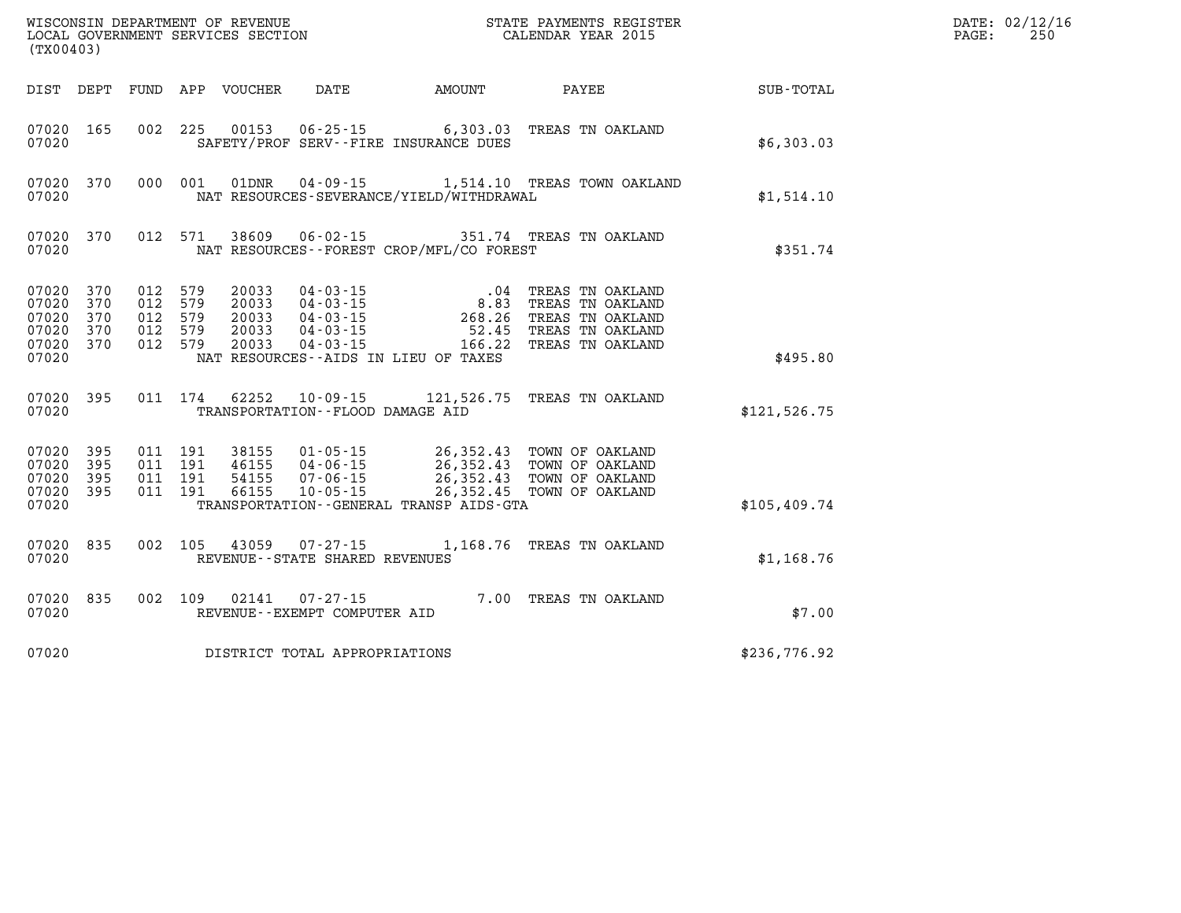WISCONSIN DEPARTMENT OF REVENUE
LOCAL GOVERNMENT SERVICES SECTION
(TX00403)

STATE PAYMENTS REGISTER
CALENDAR YEAR 2015

DATE: 02/12/16

| DIST | DEPT | FUND | APP | VOUCHER | DATE | AMOUNT | PAYEE | SUB-TOTAL |
|---|---|---|---|---|---|---|---|---|
| 07020 | 165 | 002 | 225 | 00153 | 06-25-15 | 6,303.03 | TREAS TN OAKLAND | |
| 07020 | | | | | SAFETY/PROF SERV--FIRE INSURANCE DUES | | | $6,303.03 |
| 07020 | 370 | 000 | 001 | 01DNR | 04-09-15 | 1,514.10 | TREAS TOWN OAKLAND | |
| 07020 | | | | | NAT RESOURCES-SEVERANCE/YIELD/WITHDRAWAL | | | $1,514.10 |
| 07020 | 370 | 012 | 571 | 38609 | 06-02-15 | 351.74 | TREAS TN OAKLAND | |
| 07020 | | | | | NAT RESOURCES--FOREST CROP/MFL/CO FOREST | | | $351.74 |
| 07020 | 370 | 012 | 579 | 20033 | 04-03-15 | .04 | TREAS TN OAKLAND | |
| 07020 | 370 | 012 | 579 | 20033 | 04-03-15 | 8.83 | TREAS TN OAKLAND | |
| 07020 | 370 | 012 | 579 | 20033 | 04-03-15 | 268.26 | TREAS TN OAKLAND | |
| 07020 | 370 | 012 | 579 | 20033 | 04-03-15 | 52.45 | TREAS TN OAKLAND | |
| 07020 | 370 | 012 | 579 | 20033 | 04-03-15 | 166.22 | TREAS TN OAKLAND | |
| 07020 | | | | | NAT RESOURCES--AIDS IN LIEU OF TAXES | | | $495.80 |
| 07020 | 395 | 011 | 174 | 62252 | 10-09-15 | 121,526.75 | TREAS TN OAKLAND | |
| 07020 | | | | | TRANSPORTATION--FLOOD DAMAGE AID | | | $121,526.75 |
| 07020 | 395 | 011 | 191 | 38155 | 01-05-15 | 26,352.43 | TOWN OF OAKLAND | |
| 07020 | 395 | 011 | 191 | 46155 | 04-06-15 | 26,352.43 | TOWN OF OAKLAND | |
| 07020 | 395 | 011 | 191 | 54155 | 07-06-15 | 26,352.43 | TOWN OF OAKLAND | |
| 07020 | 395 | 011 | 191 | 66155 | 10-05-15 | 26,352.45 | TOWN OF OAKLAND | |
| 07020 | | | | | TRANSPORTATION--GENERAL TRANSP AIDS-GTA | | | $105,409.74 |
| 07020 | 835 | 002 | 105 | 43059 | 07-27-15 | 1,168.76 | TREAS TN OAKLAND | |
| 07020 | | | | | REVENUE--STATE SHARED REVENUES | | | $1,168.76 |
| 07020 | 835 | 002 | 109 | 02141 | 07-27-15 | 7.00 | TREAS TN OAKLAND | |
| 07020 | | | | | REVENUE--EXEMPT COMPUTER AID | | | $7.00 |
| 07020 | | | | | DISTRICT TOTAL APPROPRIATIONS | | | $236,776.92 |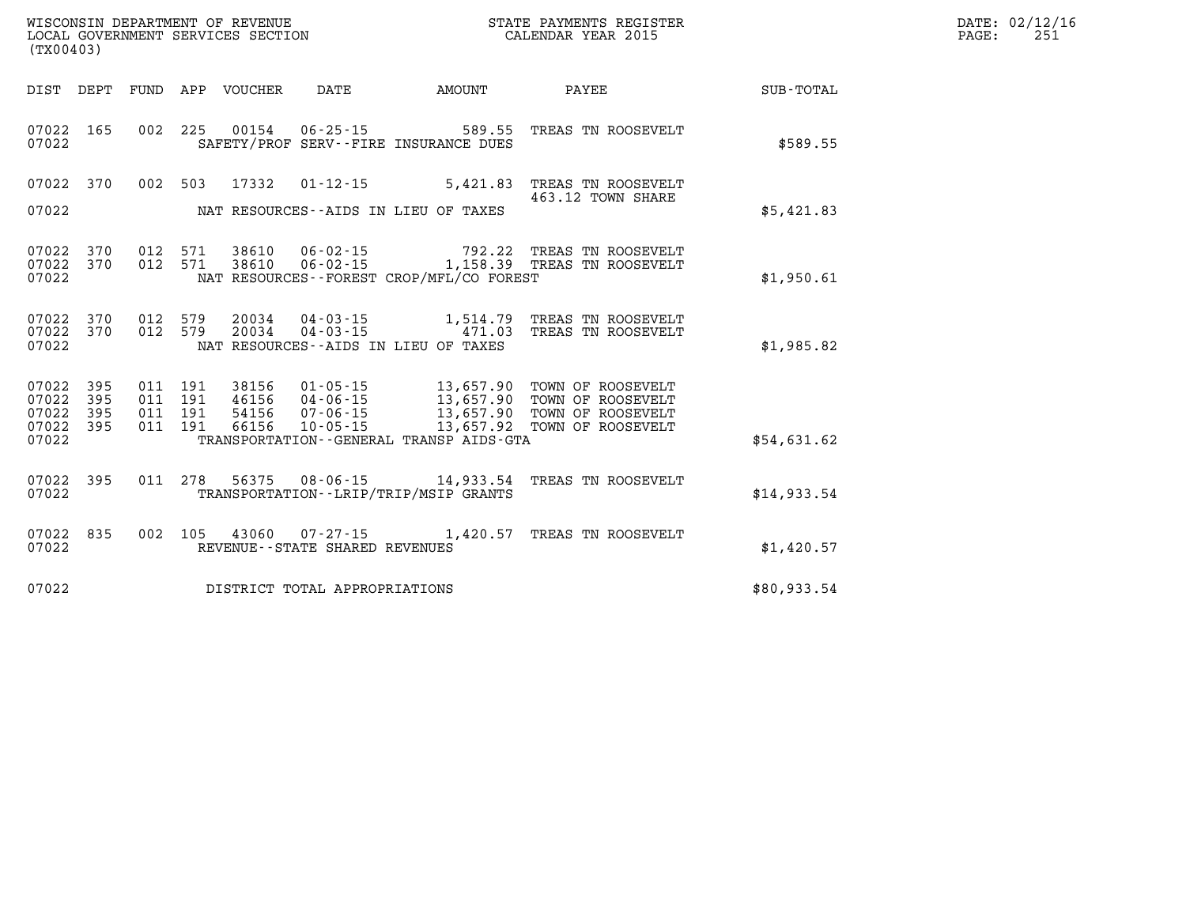WISCONSIN DEPARTMENT OF REVENUE
LOCAL GOVERNMENT SERVICES SECTION
(TX00403)

STATE PAYMENTS REGISTER
CALENDAR YEAR 2015

DATE: 02/12/16
PAGE: 251

| DIST | DEPT | FUND | APP | VOUCHER | DATE | AMOUNT | PAYEE | SUB-TOTAL |
|---|---|---|---|---|---|---|---|---|
| 07022 | 165 | 002 | 225 | 00154 | 06-25-15 | 589.55 | TREAS TN ROOSEVELT | |
| 07022 | | | | | SAFETY/PROF SERV--FIRE INSURANCE DUES | | | $589.55 |
| 07022 | 370 | 002 | 503 | 17332 | 01-12-15 | 5,421.83 | TREAS TN ROOSEVELT 463.12 TOWN SHARE | |
| 07022 | | | | | NAT RESOURCES--AIDS IN LIEU OF TAXES | | | $5,421.83 |
| 07022 | 370 | 012 | 571 | 38610 | 06-02-15 | 792.22 | TREAS TN ROOSEVELT | |
| 07022 | 370 | 012 | 571 | 38610 | 06-02-15 | 1,158.39 | TREAS TN ROOSEVELT | |
| 07022 | | | | | NAT RESOURCES--FOREST CROP/MFL/CO FOREST | | | $1,950.61 |
| 07022 | 370 | 012 | 579 | 20034 | 04-03-15 | 1,514.79 | TREAS TN ROOSEVELT | |
| 07022 | 370 | 012 | 579 | 20034 | 04-03-15 | 471.03 | TREAS TN ROOSEVELT | |
| 07022 | | | | | NAT RESOURCES--AIDS IN LIEU OF TAXES | | | $1,985.82 |
| 07022 | 395 | 011 | 191 | 38156 | 01-05-15 | 13,657.90 | TOWN OF ROOSEVELT | |
| 07022 | 395 | 011 | 191 | 46156 | 04-06-15 | 13,657.90 | TOWN OF ROOSEVELT | |
| 07022 | 395 | 011 | 191 | 54156 | 07-06-15 | 13,657.90 | TOWN OF ROOSEVELT | |
| 07022 | 395 | 011 | 191 | 66156 | 10-05-15 | 13,657.92 | TOWN OF ROOSEVELT | |
| 07022 | | | | | TRANSPORTATION--GENERAL TRANSP AIDS-GTA | | | $54,631.62 |
| 07022 | 395 | 011 | 278 | 56375 | 08-06-15 | 14,933.54 | TREAS TN ROOSEVELT | |
| 07022 | | | | | TRANSPORTATION--LRIP/TRIP/MSIP GRANTS | | | $14,933.54 |
| 07022 | 835 | 002 | 105 | 43060 | 07-27-15 | 1,420.57 | TREAS TN ROOSEVELT | |
| 07022 | | | | | REVENUE--STATE SHARED REVENUES | | | $1,420.57 |
| 07022 | | | | | DISTRICT TOTAL APPROPRIATIONS | | | $80,933.54 |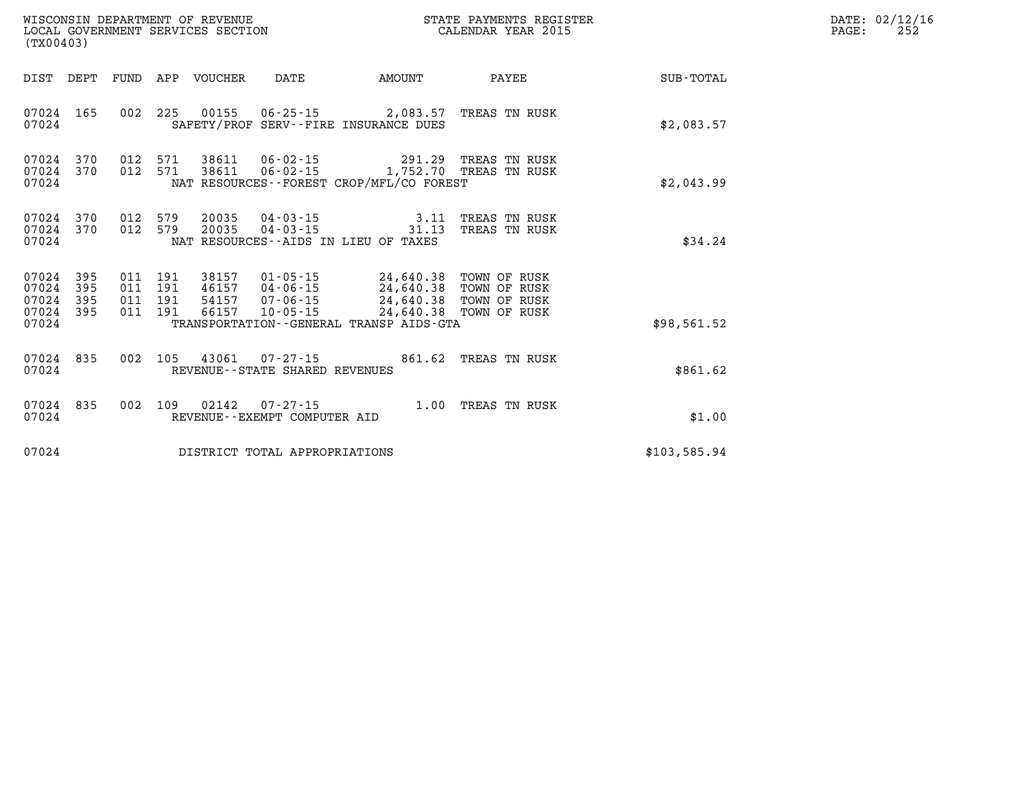WISCONSIN DEPARTMENT OF REVENUE
LOCAL GOVERNMENT SERVICES SECTION
(TX00403)

STATE PAYMENTS REGISTER
CALENDAR YEAR 2015

DATE: 02/12/16
PAGE: 252

| DIST | DEPT | FUND | APP | VOUCHER | DATE | AMOUNT | PAYEE | SUB-TOTAL |
|---|---|---|---|---|---|---|---|---|
| 07024 | 165 | 002 | 225 | 00155 | 06-25-15 | 2,083.57 | TREAS TN RUSK | |
| 07024 | | | | SAFETY/PROF SERV--FIRE INSURANCE DUES | | | | $2,083.57 |
| 07024 | 370 | 012 | 571 | 38611 | 06-02-15 | 291.29 | TREAS TN RUSK | |
| 07024 | 370 | 012 | 571 | 38611 | 06-02-15 | 1,752.70 | TREAS TN RUSK | |
| 07024 | | | | NAT RESOURCES--FOREST CROP/MFL/CO FOREST | | | | $2,043.99 |
| 07024 | 370 | 012 | 579 | 20035 | 04-03-15 | 3.11 | TREAS TN RUSK | |
| 07024 | 370 | 012 | 579 | 20035 | 04-03-15 | 31.13 | TREAS TN RUSK | |
| 07024 | | | | NAT RESOURCES--AIDS IN LIEU OF TAXES | | | | $34.24 |
| 07024 | 395 | 011 | 191 | 38157 | 01-05-15 | 24,640.38 | TOWN OF RUSK | |
| 07024 | 395 | 011 | 191 | 46157 | 04-06-15 | 24,640.38 | TOWN OF RUSK | |
| 07024 | 395 | 011 | 191 | 54157 | 07-06-15 | 24,640.38 | TOWN OF RUSK | |
| 07024 | 395 | 011 | 191 | 66157 | 10-05-15 | 24,640.38 | TOWN OF RUSK | |
| 07024 | | | | TRANSPORTATION--GENERAL TRANSP AIDS-GTA | | | | $98,561.52 |
| 07024 | 835 | 002 | 105 | 43061 | 07-27-15 | 861.62 | TREAS TN RUSK | |
| 07024 | | | | REVENUE--STATE SHARED REVENUES | | | | $861.62 |
| 07024 | 835 | 002 | 109 | 02142 | 07-27-15 | 1.00 | TREAS TN RUSK | |
| 07024 | | | | REVENUE--EXEMPT COMPUTER AID | | | | $1.00 |
| 07024 | | | | DISTRICT TOTAL APPROPRIATIONS | | | | $103,585.94 |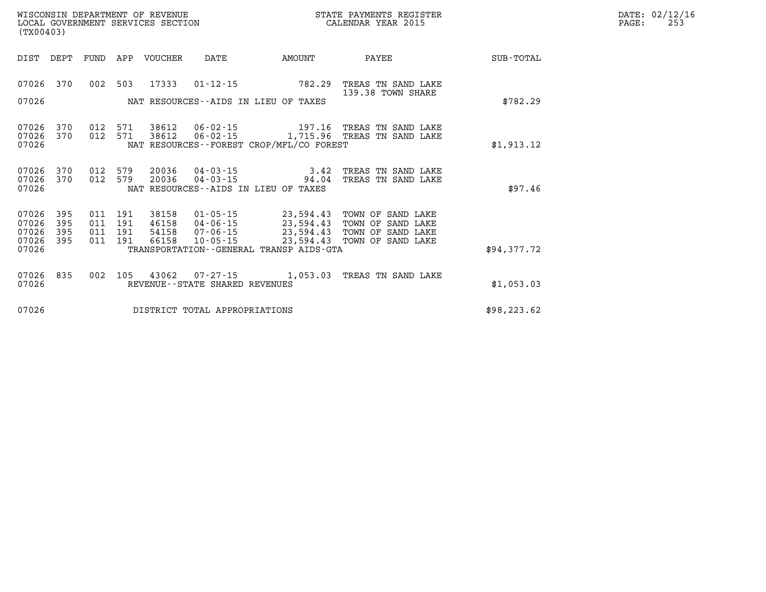WISCONSIN DEPARTMENT OF REVENUE
LOCAL GOVERNMENT SERVICES SECTION
(TX00403)

STATE PAYMENTS REGISTER
CALENDAR YEAR 2015

DATE: 02/12/16

| DIST | DEPT | FUND | APP | VOUCHER | DATE | AMOUNT | PAYEE | SUB-TOTAL |
|---|---|---|---|---|---|---|---|---|
| 07026 | 370 | 002 | 503 | 17333 | 01-12-15 | 782.29 | TREAS TN SAND LAKE<br>139.38 TOWN SHARE | |
| 07026 | | | | | NAT RESOURCES--AIDS IN LIEU OF TAXES | | | $782.29 |
| 07026 | 370 | 012 | 571 | 38612 | 06-02-15 | 197.16 | TREAS TN SAND LAKE | |
| 07026 | 370 | 012 | 571 | 38612 | 06-02-15 | 1,715.96 | TREAS TN SAND LAKE | |
| 07026 | | | | | NAT RESOURCES--FOREST CROP/MFL/CO FOREST | | | $1,913.12 |
| 07026 | 370 | 012 | 579 | 20036 | 04-03-15 | 3.42 | TREAS TN SAND LAKE | |
| 07026 | 370 | 012 | 579 | 20036 | 04-03-15 | 94.04 | TREAS TN SAND LAKE | |
| 07026 | | | | | NAT RESOURCES--AIDS IN LIEU OF TAXES | | | $97.46 |
| 07026 | 395 | 011 | 191 | 38158 | 01-05-15 | 23,594.43 | TOWN OF SAND LAKE | |
| 07026 | 395 | 011 | 191 | 46158 | 04-06-15 | 23,594.43 | TOWN OF SAND LAKE | |
| 07026 | 395 | 011 | 191 | 54158 | 07-06-15 | 23,594.43 | TOWN OF SAND LAKE | |
| 07026 | 395 | 011 | 191 | 66158 | 10-05-15 | 23,594.43 | TOWN OF SAND LAKE | |
| 07026 | | | | | TRANSPORTATION--GENERAL TRANSP AIDS-GTA | | | $94,377.72 |
| 07026 | 835 | 002 | 105 | 43062 | 07-27-15 | 1,053.03 | TREAS TN SAND LAKE | |
| 07026 | | | | | REVENUE--STATE SHARED REVENUES | | | $1,053.03 |
| 07026 | | | | | DISTRICT TOTAL APPROPRIATIONS | | | $98,223.62 |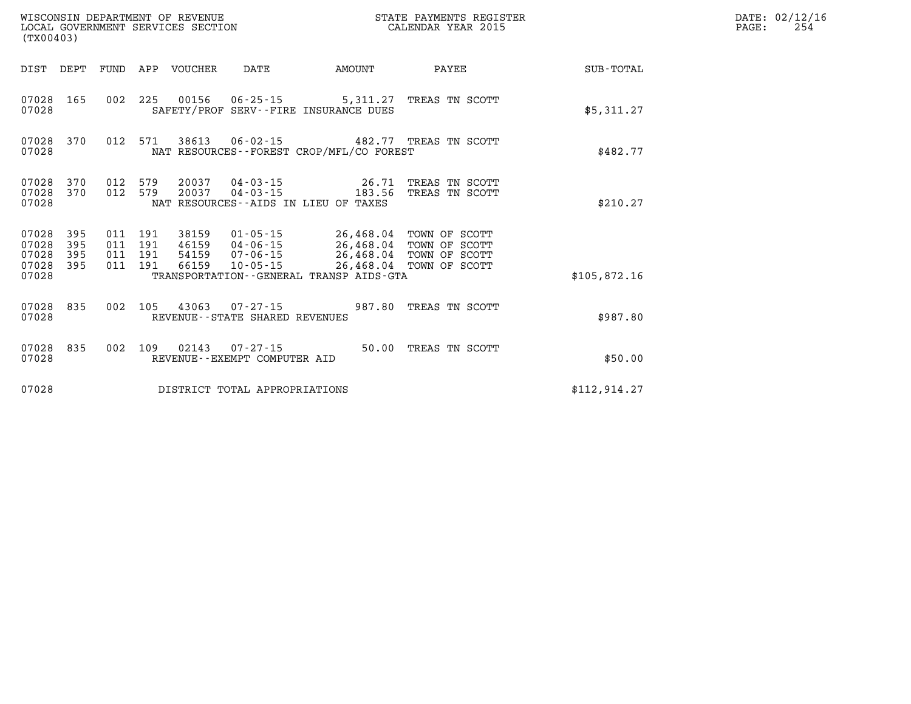WISCONSIN DEPARTMENT OF REVENUE
LOCAL GOVERNMENT SERVICES SECTION
(TX00403)

STATE PAYMENTS REGISTER
CALENDAR YEAR 2015

DATE: 02/12/16
PAGE: 254

| DIST | DEPT | FUND | APP | VOUCHER | DATE | AMOUNT | PAYEE | SUB-TOTAL |
|---|---|---|---|---|---|---|---|---|
| 07028 | 165 | 002 | 225 | 00156 | 06-25-15 | 5,311.27 | TREAS TN SCOTT | |
| 07028 | | | | SAFETY/PROF SERV--FIRE INSURANCE DUES | | | | $5,311.27 |
| 07028 | 370 | 012 | 571 | 38613 | 06-02-15 | 482.77 | TREAS TN SCOTT | |
| 07028 | | | | NAT RESOURCES--FOREST CROP/MFL/CO FOREST | | | | $482.77 |
| 07028 | 370 | 012 | 579 | 20037 | 04-03-15 | 26.71 | TREAS TN SCOTT | |
| 07028 | 370 | 012 | 579 | 20037 | 04-03-15 | 183.56 | TREAS TN SCOTT | |
| 07028 | | | | NAT RESOURCES--AIDS IN LIEU OF TAXES | | | | $210.27 |
| 07028 | 395 | 011 | 191 | 38159 | 01-05-15 | 26,468.04 | TOWN OF SCOTT | |
| 07028 | 395 | 011 | 191 | 46159 | 04-06-15 | 26,468.04 | TOWN OF SCOTT | |
| 07028 | 395 | 011 | 191 | 54159 | 07-06-15 | 26,468.04 | TOWN OF SCOTT | |
| 07028 | 395 | 011 | 191 | 66159 | 10-05-15 | 26,468.04 | TOWN OF SCOTT | |
| 07028 | | | | TRANSPORTATION--GENERAL TRANSP AIDS-GTA | | | | $105,872.16 |
| 07028 | 835 | 002 | 105 | 43063 | 07-27-15 | 987.80 | TREAS TN SCOTT | |
| 07028 | | | | REVENUE--STATE SHARED REVENUES | | | | $987.80 |
| 07028 | 835 | 002 | 109 | 02143 | 07-27-15 | 50.00 | TREAS TN SCOTT | |
| 07028 | | | | REVENUE--EXEMPT COMPUTER AID | | | | $50.00 |
| 07028 | | | | DISTRICT TOTAL APPROPRIATIONS | | | | $112,914.27 |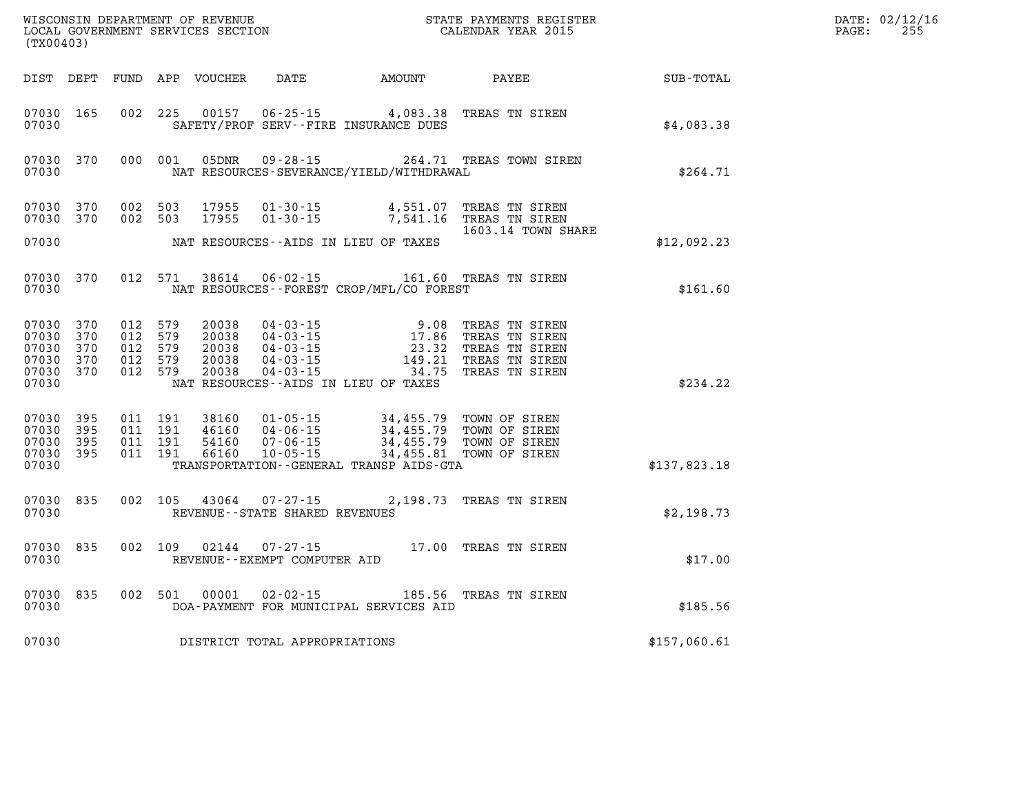WISCONSIN DEPARTMENT OF REVENUE
LOCAL GOVERNMENT SERVICES SECTION
(TX00403)

STATE PAYMENTS REGISTER
CALENDAR YEAR 2015

DATE: 02/12/16
PAGE: 255

| DIST | DEPT | FUND | APP | VOUCHER | DATE | AMOUNT | PAYEE | SUB-TOTAL |
|---|---|---|---|---|---|---|---|---|
| 07030 | 165 | 002 | 225 | 00157 | 06-25-15 | 4,083.38 | TREAS TN SIREN | |
| 07030 | | | | | SAFETY/PROF SERV--FIRE INSURANCE DUES | | | $4,083.38 |
| 07030 | 370 | 000 | 001 | 05DNR | 09-28-15 | 264.71 | TREAS TOWN SIREN | |
| 07030 | | | | | NAT RESOURCES-SEVERANCE/YIELD/WITHDRAWAL | | | $264.71 |
| 07030 | 370 | 002 | 503 | 17955 | 01-30-15 | 4,551.07 | TREAS TN SIREN | |
| 07030 | 370 | 002 | 503 | 17955 | 01-30-15 | 7,541.16 | TREAS TN SIREN 1603.14 TOWN SHARE | |
| 07030 | | | | | NAT RESOURCES--AIDS IN LIEU OF TAXES | | | $12,092.23 |
| 07030 | 370 | 012 | 571 | 38614 | 06-02-15 | 161.60 | TREAS TN SIREN | |
| 07030 | | | | | NAT RESOURCES--FOREST CROP/MFL/CO FOREST | | | $161.60 |
| 07030 | 370 | 012 | 579 | 20038 | 04-03-15 | 9.08 | TREAS TN SIREN | |
| 07030 | 370 | 012 | 579 | 20038 | 04-03-15 | 17.86 | TREAS TN SIREN | |
| 07030 | 370 | 012 | 579 | 20038 | 04-03-15 | 23.32 | TREAS TN SIREN | |
| 07030 | 370 | 012 | 579 | 20038 | 04-03-15 | 149.21 | TREAS TN SIREN | |
| 07030 | 370 | 012 | 579 | 20038 | 04-03-15 | 34.75 | TREAS TN SIREN | |
| 07030 | | | | | NAT RESOURCES--AIDS IN LIEU OF TAXES | | | $234.22 |
| 07030 | 395 | 011 | 191 | 38160 | 01-05-15 | 34,455.79 | TOWN OF SIREN | |
| 07030 | 395 | 011 | 191 | 46160 | 04-06-15 | 34,455.79 | TOWN OF SIREN | |
| 07030 | 395 | 011 | 191 | 54160 | 07-06-15 | 34,455.79 | TOWN OF SIREN | |
| 07030 | 395 | 011 | 191 | 66160 | 10-05-15 | 34,455.81 | TOWN OF SIREN | |
| 07030 | | | | | TRANSPORTATION--GENERAL TRANSP AIDS-GTA | | | $137,823.18 |
| 07030 | 835 | 002 | 105 | 43064 | 07-27-15 | 2,198.73 | TREAS TN SIREN | |
| 07030 | | | | | REVENUE--STATE SHARED REVENUES | | | $2,198.73 |
| 07030 | 835 | 002 | 109 | 02144 | 07-27-15 | 17.00 | TREAS TN SIREN | |
| 07030 | | | | | REVENUE--EXEMPT COMPUTER AID | | | $17.00 |
| 07030 | 835 | 002 | 501 | 00001 | 02-02-15 | 185.56 | TREAS TN SIREN | |
| 07030 | | | | | DOA-PAYMENT FOR MUNICIPAL SERVICES AID | | | $185.56 |
| 07030 | | | | | DISTRICT TOTAL APPROPRIATIONS | | | $157,060.61 |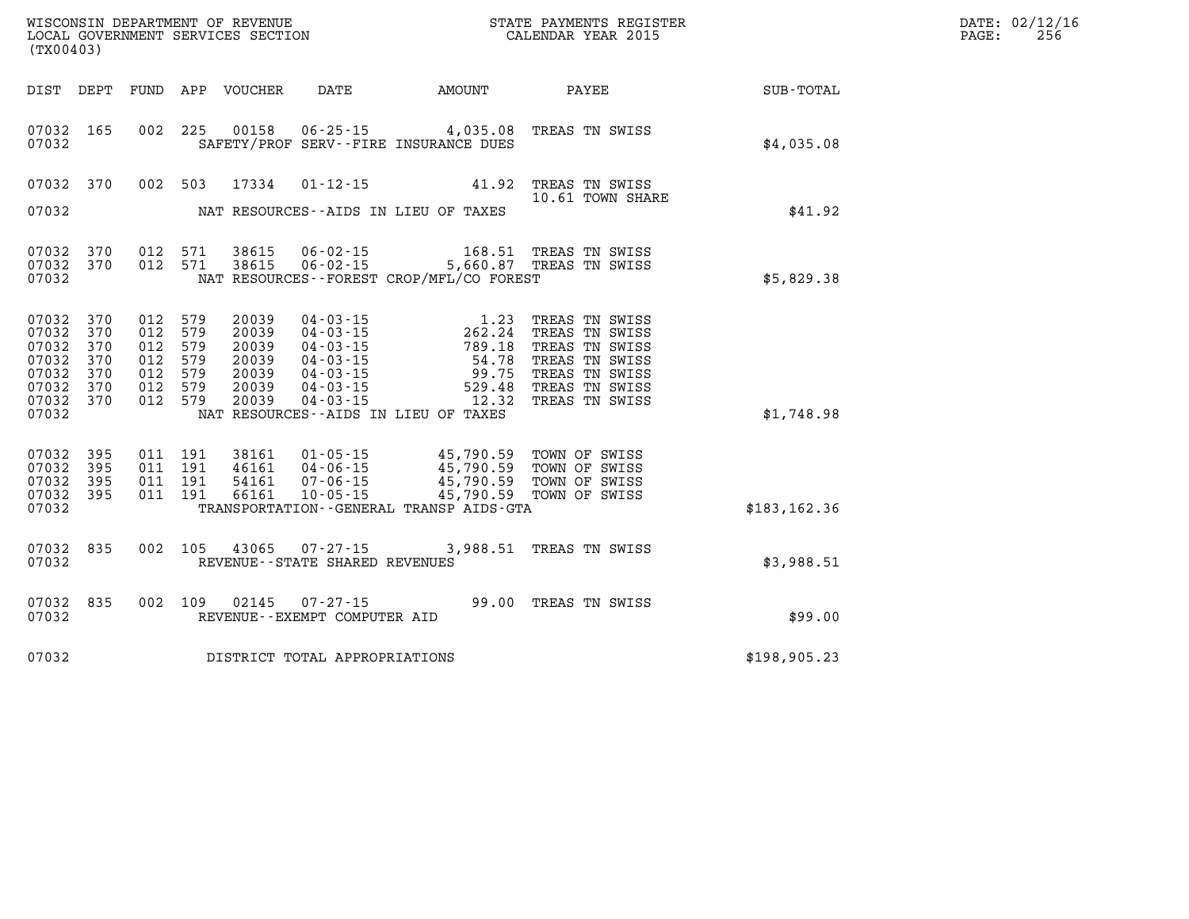WISCONSIN DEPARTMENT OF REVENUE
LOCAL GOVERNMENT SERVICES SECTION
(TX00403)

STATE PAYMENTS REGISTER
CALENDAR YEAR 2015

DATE: 02/12/16
PAGE: 256

| DIST | DEPT | FUND | APP | VOUCHER | DATE | AMOUNT | PAYEE | SUB-TOTAL |
|---|---|---|---|---|---|---|---|---|
| 07032 | 165 | 002 | 225 | 00158 | 06-25-15 | 4,035.08 | TREAS TN SWISS | |
| 07032 | | | | | SAFETY/PROF SERV--FIRE INSURANCE DUES | | | $4,035.08 |
| 07032 | 370 | 002 | 503 | 17334 | 01-12-15 | 41.92 | TREAS TN SWISS | |
| | | | | | | | 10.61 TOWN SHARE | |
| 07032 | | | | | NAT RESOURCES--AIDS IN LIEU OF TAXES | | | $41.92 |
| 07032 | 370 | 012 | 571 | 38615 | 06-02-15 | 168.51 | TREAS TN SWISS | |
| 07032 | 370 | 012 | 571 | 38615 | 06-02-15 | 5,660.87 | TREAS TN SWISS | |
| 07032 | | | | | NAT RESOURCES--FOREST CROP/MFL/CO FOREST | | | $5,829.38 |
| 07032 | 370 | 012 | 579 | 20039 | 04-03-15 | 1.23 | TREAS TN SWISS | |
| 07032 | 370 | 012 | 579 | 20039 | 04-03-15 | 262.24 | TREAS TN SWISS | |
| 07032 | 370 | 012 | 579 | 20039 | 04-03-15 | 789.18 | TREAS TN SWISS | |
| 07032 | 370 | 012 | 579 | 20039 | 04-03-15 | 54.78 | TREAS TN SWISS | |
| 07032 | 370 | 012 | 579 | 20039 | 04-03-15 | 99.75 | TREAS TN SWISS | |
| 07032 | 370 | 012 | 579 | 20039 | 04-03-15 | 529.48 | TREAS TN SWISS | |
| 07032 | 370 | 012 | 579 | 20039 | 04-03-15 | 12.32 | TREAS TN SWISS | |
| 07032 | | | | | NAT RESOURCES--AIDS IN LIEU OF TAXES | | | $1,748.98 |
| 07032 | 395 | 011 | 191 | 38161 | 01-05-15 | 45,790.59 | TOWN OF SWISS | |
| 07032 | 395 | 011 | 191 | 46161 | 04-06-15 | 45,790.59 | TOWN OF SWISS | |
| 07032 | 395 | 011 | 191 | 54161 | 07-06-15 | 45,790.59 | TOWN OF SWISS | |
| 07032 | 395 | 011 | 191 | 66161 | 10-05-15 | 45,790.59 | TOWN OF SWISS | |
| 07032 | | | | | TRANSPORTATION--GENERAL TRANSP AIDS-GTA | | | $183,162.36 |
| 07032 | 835 | 002 | 105 | 43065 | 07-27-15 | 3,988.51 | TREAS TN SWISS | |
| 07032 | | | | | REVENUE--STATE SHARED REVENUES | | | $3,988.51 |
| 07032 | 835 | 002 | 109 | 02145 | 07-27-15 | 99.00 | TREAS TN SWISS | |
| 07032 | | | | | REVENUE--EXEMPT COMPUTER AID | | | $99.00 |
| 07032 | | | | | DISTRICT TOTAL APPROPRIATIONS | | | $198,905.23 |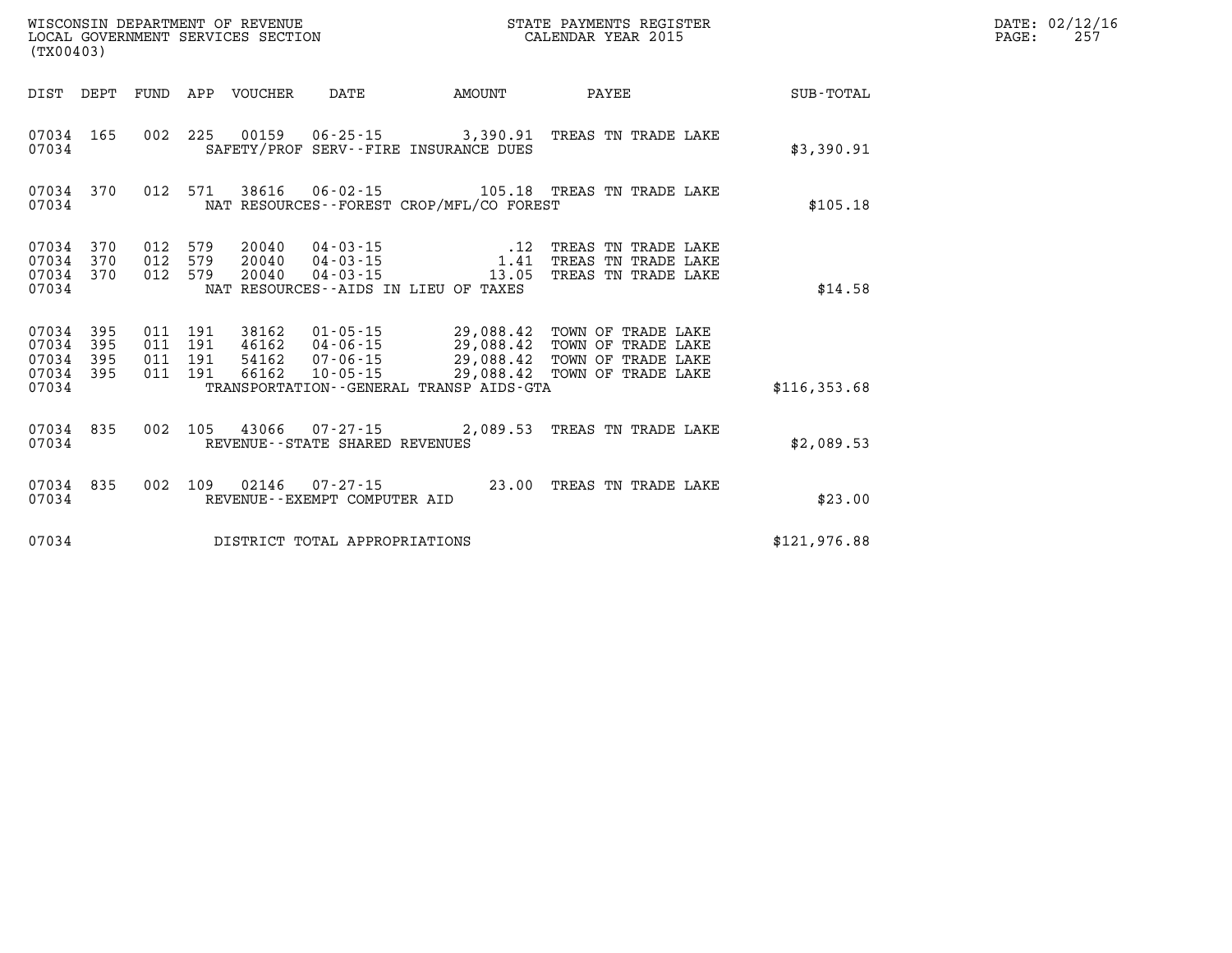WISCONSIN DEPARTMENT OF REVENUE
LOCAL GOVERNMENT SERVICES SECTION
(TX00403)

STATE PAYMENTS REGISTER
CALENDAR YEAR 2015

| DIST | DEPT | FUND | APP | VOUCHER | DATE | AMOUNT | PAYEE | SUB-TOTAL |
|---|---|---|---|---|---|---|---|---|
| 07034 | 165 | 002 | 225 | 00159 | 06-25-15 | 3,390.91 | TREAS TN TRADE LAKE | |
| 07034 | | | | | SAFETY/PROF SERV--FIRE INSURANCE DUES | | | $3,390.91 |
| 07034 | 370 | 012 | 571 | 38616 | 06-02-15 | 105.18 | TREAS TN TRADE LAKE | |
| 07034 | | | | | NAT RESOURCES--FOREST CROP/MFL/CO FOREST | | | $105.18 |
| 07034 | 370 | 012 | 579 | 20040 | 04-03-15 | .12 | TREAS TN TRADE LAKE | |
| 07034 | 370 | 012 | 579 | 20040 | 04-03-15 | 1.41 | TREAS TN TRADE LAKE | |
| 07034 | 370 | 012 | 579 | 20040 | 04-03-15 | 13.05 | TREAS TN TRADE LAKE | |
| 07034 | | | | | NAT RESOURCES--AIDS IN LIEU OF TAXES | | | $14.58 |
| 07034 | 395 | 011 | 191 | 38162 | 01-05-15 | 29,088.42 | TOWN OF TRADE LAKE | |
| 07034 | 395 | 011 | 191 | 46162 | 04-06-15 | 29,088.42 | TOWN OF TRADE LAKE | |
| 07034 | 395 | 011 | 191 | 54162 | 07-06-15 | 29,088.42 | TOWN OF TRADE LAKE | |
| 07034 | 395 | 011 | 191 | 66162 | 10-05-15 | 29,088.42 | TOWN OF TRADE LAKE | |
| 07034 | | | | | TRANSPORTATION--GENERAL TRANSP AIDS-GTA | | | $116,353.68 |
| 07034 | 835 | 002 | 105 | 43066 | 07-27-15 | 2,089.53 | TREAS TN TRADE LAKE | |
| 07034 | | | | | REVENUE--STATE SHARED REVENUES | | | $2,089.53 |
| 07034 | 835 | 002 | 109 | 02146 | 07-27-15 | 23.00 | TREAS TN TRADE LAKE | |
| 07034 | | | | | REVENUE--EXEMPT COMPUTER AID | | | $23.00 |
| 07034 | | | | | DISTRICT TOTAL APPROPRIATIONS | | | $121,976.88 |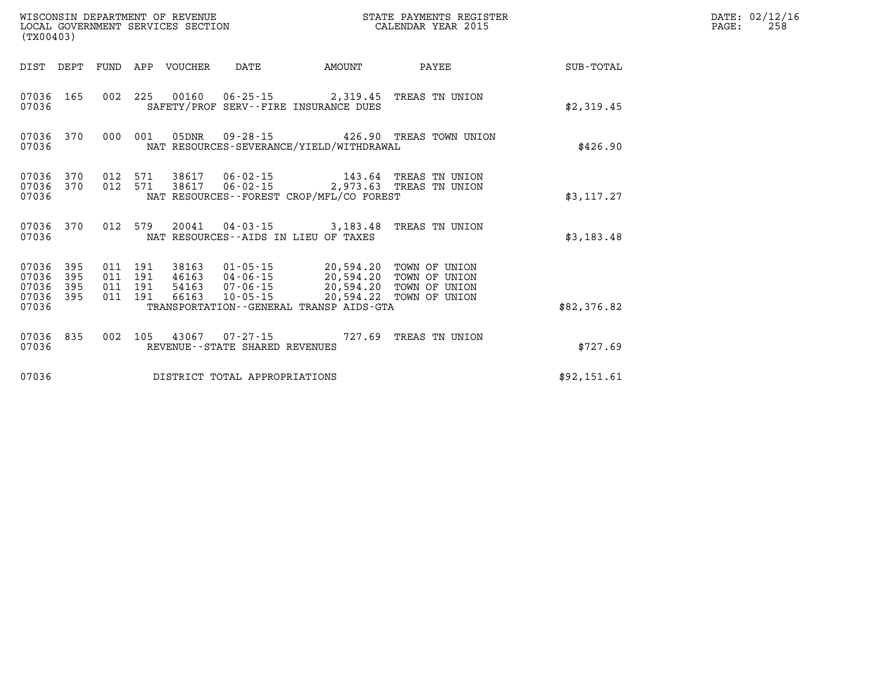WISCONSIN DEPARTMENT OF REVENUE
LOCAL GOVERNMENT SERVICES SECTION
(TX00403)

STATE PAYMENTS REGISTER
CALENDAR YEAR 2015

DATE: 02/12/16
PAGE: 258

| DIST | DEPT | FUND | APP | VOUCHER | DATE | AMOUNT | PAYEE | SUB-TOTAL |
|---|---|---|---|---|---|---|---|---|
| 07036 | 165 | 002 | 225 | 00160 | 06-25-15 | 2,319.45 | TREAS TN UNION | |
| 07036 | | | | | SAFETY/PROF SERV--FIRE INSURANCE DUES | | | $2,319.45 |
| 07036 | 370 | 000 | 001 | 05DNR | 09-28-15 | 426.90 | TREAS TOWN UNION | |
| 07036 | | | | | NAT RESOURCES-SEVERANCE/YIELD/WITHDRAWAL | | | $426.90 |
| 07036 | 370 | 012 | 571 | 38617 | 06-02-15 | 143.64 | TREAS TN UNION | |
| 07036 | 370 | 012 | 571 | 38617 | 06-02-15 | 2,973.63 | TREAS TN UNION | |
| 07036 | | | | | NAT RESOURCES--FOREST CROP/MFL/CO FOREST | | | $3,117.27 |
| 07036 | 370 | 012 | 579 | 20041 | 04-03-15 | 3,183.48 | TREAS TN UNION | |
| 07036 | | | | | NAT RESOURCES--AIDS IN LIEU OF TAXES | | | $3,183.48 |
| 07036 | 395 | 011 | 191 | 38163 | 01-05-15 | 20,594.20 | TOWN OF UNION | |
| 07036 | 395 | 011 | 191 | 46163 | 04-06-15 | 20,594.20 | TOWN OF UNION | |
| 07036 | 395 | 011 | 191 | 54163 | 07-06-15 | 20,594.20 | TOWN OF UNION | |
| 07036 | 395 | 011 | 191 | 66163 | 10-05-15 | 20,594.22 | TOWN OF UNION | |
| 07036 | | | | | TRANSPORTATION--GENERAL TRANSP AIDS-GTA | | | $82,376.82 |
| 07036 | 835 | 002 | 105 | 43067 | 07-27-15 | 727.69 | TREAS TN UNION | |
| 07036 | | | | | REVENUE--STATE SHARED REVENUES | | | $727.69 |
| 07036 | | | | | DISTRICT TOTAL APPROPRIATIONS | | | $92,151.61 |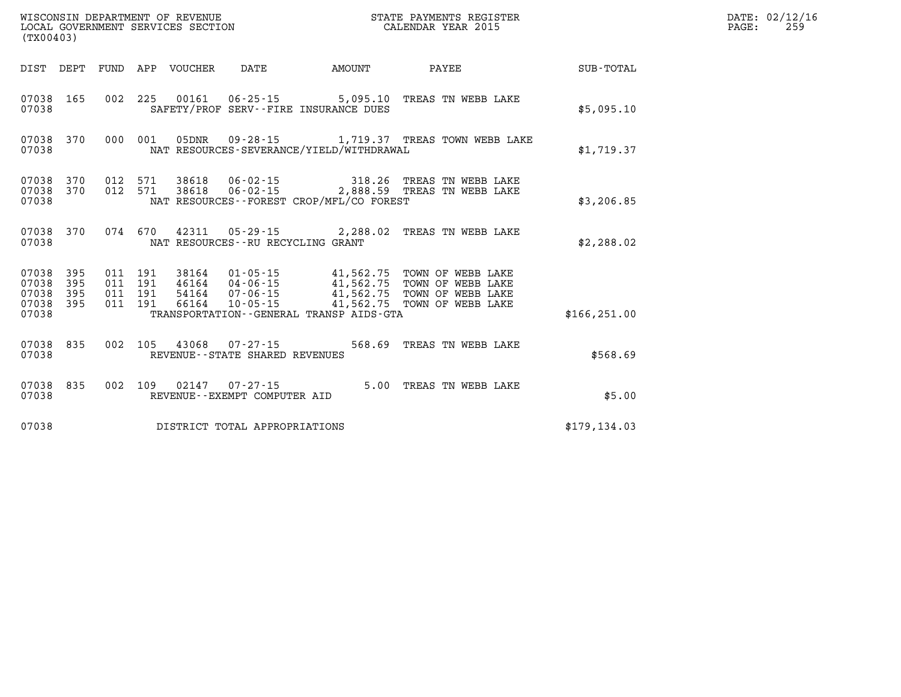WISCONSIN DEPARTMENT OF REVENUE
LOCAL GOVERNMENT SERVICES SECTION
(TX00403)

STATE PAYMENTS REGISTER
CALENDAR YEAR 2015

DATE: 02/12/16

| DIST | DEPT | FUND | APP | VOUCHER | DATE | AMOUNT | PAYEE | SUB-TOTAL |
|---|---|---|---|---|---|---|---|---|
| 07038 | 165 | 002 | 225 | 00161 | 06-25-15 | 5,095.10 | TREAS TN WEBB LAKE | |
| 07038 | | | | | SAFETY/PROF SERV--FIRE INSURANCE DUES | | | $5,095.10 |
| 07038 | 370 | 000 | 001 | 05DNR | 09-28-15 | 1,719.37 | TREAS TOWN WEBB LAKE | |
| 07038 | | | | | NAT RESOURCES-SEVERANCE/YIELD/WITHDRAWAL | | | $1,719.37 |
| 07038 | 370 | 012 | 571 | 38618 | 06-02-15 | 318.26 | TREAS TN WEBB LAKE | |
| 07038 | 370 | 012 | 571 | 38618 | 06-02-15 | 2,888.59 | TREAS TN WEBB LAKE | |
| 07038 | | | | | NAT RESOURCES--FOREST CROP/MFL/CO FOREST | | | $3,206.85 |
| 07038 | 370 | 074 | 670 | 42311 | 05-29-15 | 2,288.02 | TREAS TN WEBB LAKE | |
| 07038 | | | | | NAT RESOURCES--RU RECYCLING GRANT | | | $2,288.02 |
| 07038 | 395 | 011 | 191 | 38164 | 01-05-15 | 41,562.75 | TOWN OF WEBB LAKE | |
| 07038 | 395 | 011 | 191 | 46164 | 04-06-15 | 41,562.75 | TOWN OF WEBB LAKE | |
| 07038 | 395 | 011 | 191 | 54164 | 07-06-15 | 41,562.75 | TOWN OF WEBB LAKE | |
| 07038 | 395 | 011 | 191 | 66164 | 10-05-15 | 41,562.75 | TOWN OF WEBB LAKE | |
| 07038 | | | | | TRANSPORTATION--GENERAL TRANSP AIDS-GTA | | | $166,251.00 |
| 07038 | 835 | 002 | 105 | 43068 | 07-27-15 | 568.69 | TREAS TN WEBB LAKE | |
| 07038 | | | | | REVENUE--STATE SHARED REVENUES | | | $568.69 |
| 07038 | 835 | 002 | 109 | 02147 | 07-27-15 | 5.00 | TREAS TN WEBB LAKE | |
| 07038 | | | | | REVENUE--EXEMPT COMPUTER AID | | | $5.00 |
| 07038 | | | | | DISTRICT TOTAL APPROPRIATIONS | | | $179,134.03 |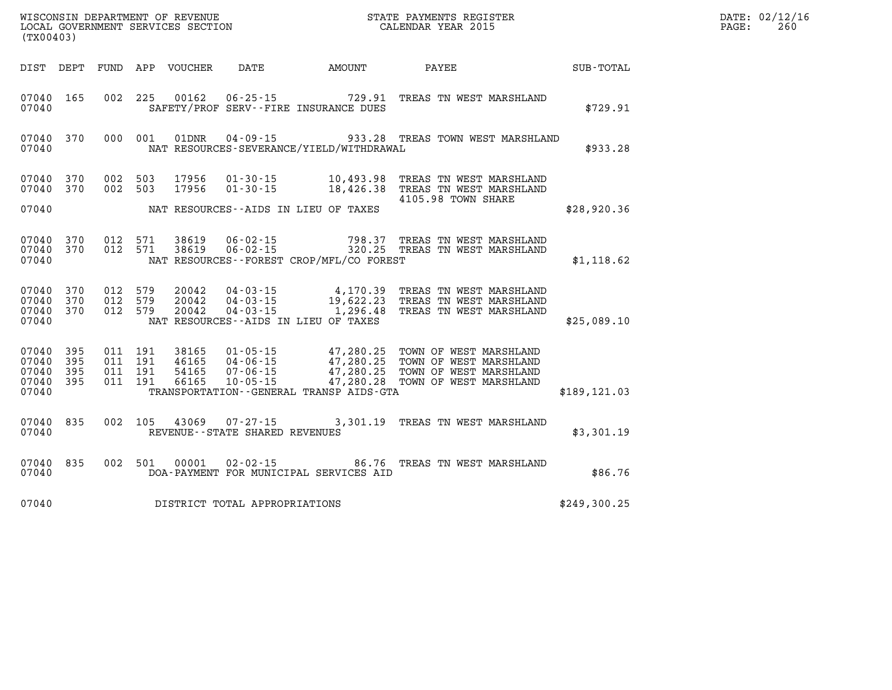WISCONSIN DEPARTMENT OF REVENUE
LOCAL GOVERNMENT SERVICES SECTION
(TX00403)

STATE PAYMENTS REGISTER
CALENDAR YEAR 2015

DATE: 02/12/16
PAGE: 260

| DIST | DEPT | FUND | APP | VOUCHER | DATE | AMOUNT | PAYEE | SUB-TOTAL |
|---|---|---|---|---|---|---|---|---|
| 07040 | 165 | 002 | 225 | 00162 | 06-25-15 | 729.91 | TREAS TN WEST MARSHLAND | |
| 07040 | | | | | SAFETY/PROF SERV--FIRE INSURANCE DUES | | | $729.91 |
| 07040 | 370 | 000 | 001 | 01DNR | 04-09-15 | 933.28 | TREAS TOWN WEST MARSHLAND | |
| 07040 | | | | | NAT RESOURCES-SEVERANCE/YIELD/WITHDRAWAL | | | $933.28 |
| 07040 | 370 | 002 | 503 | 17956 | 01-30-15 | 10,493.98 | TREAS TN WEST MARSHLAND | |
| 07040 | 370 | 002 | 503 | 17956 | 01-30-15 | 18,426.38 | TREAS TN WEST MARSHLAND 4105.98 TOWN SHARE | |
| 07040 | | | | | NAT RESOURCES--AIDS IN LIEU OF TAXES | | | $28,920.36 |
| 07040 | 370 | 012 | 571 | 38619 | 06-02-15 | 798.37 | TREAS TN WEST MARSHLAND | |
| 07040 | 370 | 012 | 571 | 38619 | 06-02-15 | 320.25 | TREAS TN WEST MARSHLAND | |
| 07040 | | | | | NAT RESOURCES--FOREST CROP/MFL/CO FOREST | | | $1,118.62 |
| 07040 | 370 | 012 | 579 | 20042 | 04-03-15 | 4,170.39 | TREAS TN WEST MARSHLAND | |
| 07040 | 370 | 012 | 579 | 20042 | 04-03-15 | 19,622.23 | TREAS TN WEST MARSHLAND | |
| 07040 | 370 | 012 | 579 | 20042 | 04-03-15 | 1,296.48 | TREAS TN WEST MARSHLAND | |
| 07040 | | | | | NAT RESOURCES--AIDS IN LIEU OF TAXES | | | $25,089.10 |
| 07040 | 395 | 011 | 191 | 38165 | 01-05-15 | 47,280.25 | TOWN OF WEST MARSHLAND | |
| 07040 | 395 | 011 | 191 | 46165 | 04-06-15 | 47,280.25 | TOWN OF WEST MARSHLAND | |
| 07040 | 395 | 011 | 191 | 54165 | 07-06-15 | 47,280.25 | TOWN OF WEST MARSHLAND | |
| 07040 | 395 | 011 | 191 | 66165 | 10-05-15 | 47,280.28 | TOWN OF WEST MARSHLAND | |
| 07040 | | | | | TRANSPORTATION--GENERAL TRANSP AIDS-GTA | | | $189,121.03 |
| 07040 | 835 | 002 | 105 | 43069 | 07-27-15 | 3,301.19 | TREAS TN WEST MARSHLAND | |
| 07040 | | | | | REVENUE--STATE SHARED REVENUES | | | $3,301.19 |
| 07040 | 835 | 002 | 501 | 00001 | 02-02-15 | 86.76 | TREAS TN WEST MARSHLAND | |
| 07040 | | | | | DOA-PAYMENT FOR MUNICIPAL SERVICES AID | | | $86.76 |
| 07040 | | | | | DISTRICT TOTAL APPROPRIATIONS | | | $249,300.25 |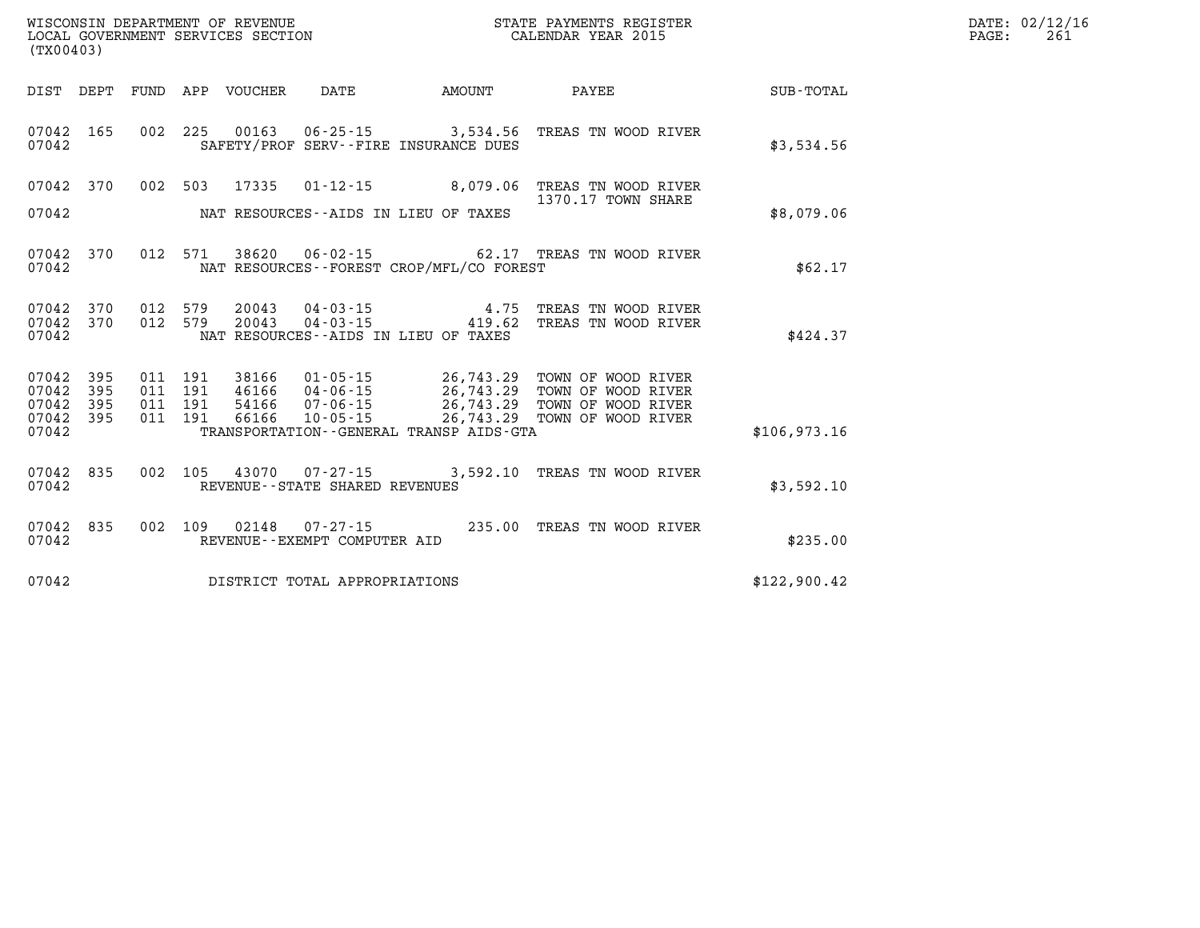WISCONSIN DEPARTMENT OF REVENUE
LOCAL GOVERNMENT SERVICES SECTION
(TX00403)

STATE PAYMENTS REGISTER
CALENDAR YEAR 2015

DATE: 02/12/16
PAGE: 261

| DIST | DEPT | FUND | APP | VOUCHER | DATE | AMOUNT | PAYEE | SUB-TOTAL |
|---|---|---|---|---|---|---|---|---|
| 07042 | 165 | 002 | 225 | 00163 | 06-25-15 | 3,534.56 | TREAS TN WOOD RIVER | |
| 07042 | | | | | SAFETY/PROF SERV--FIRE INSURANCE DUES | | | $3,534.56 |
| 07042 | 370 | 002 | 503 | 17335 | 01-12-15 | 8,079.06 | TREAS TN WOOD RIVER 1370.17 TOWN SHARE | |
| 07042 | | | | | NAT RESOURCES--AIDS IN LIEU OF TAXES | | | $8,079.06 |
| 07042 | 370 | 012 | 571 | 38620 | 06-02-15 | 62.17 | TREAS TN WOOD RIVER | |
| 07042 | | | | | NAT RESOURCES--FOREST CROP/MFL/CO FOREST | | | $62.17 |
| 07042 | 370 | 012 | 579 | 20043 | 04-03-15 | 4.75 | TREAS TN WOOD RIVER | |
| 07042 | 370 | 012 | 579 | 20043 | 04-03-15 | 419.62 | TREAS TN WOOD RIVER | |
| 07042 | | | | | NAT RESOURCES--AIDS IN LIEU OF TAXES | | | $424.37 |
| 07042 | 395 | 011 | 191 | 38166 | 01-05-15 | 26,743.29 | TOWN OF WOOD RIVER | |
| 07042 | 395 | 011 | 191 | 46166 | 04-06-15 | 26,743.29 | TOWN OF WOOD RIVER | |
| 07042 | 395 | 011 | 191 | 54166 | 07-06-15 | 26,743.29 | TOWN OF WOOD RIVER | |
| 07042 | 395 | 011 | 191 | 66166 | 10-05-15 | 26,743.29 | TOWN OF WOOD RIVER | |
| 07042 | | | | | TRANSPORTATION--GENERAL TRANSP AIDS-GTA | | | $106,973.16 |
| 07042 | 835 | 002 | 105 | 43070 | 07-27-15 | 3,592.10 | TREAS TN WOOD RIVER | |
| 07042 | | | | | REVENUE--STATE SHARED REVENUES | | | $3,592.10 |
| 07042 | 835 | 002 | 109 | 02148 | 07-27-15 | 235.00 | TREAS TN WOOD RIVER | |
| 07042 | | | | | REVENUE--EXEMPT COMPUTER AID | | | $235.00 |
| 07042 | | | | | DISTRICT TOTAL APPROPRIATIONS | | | $122,900.42 |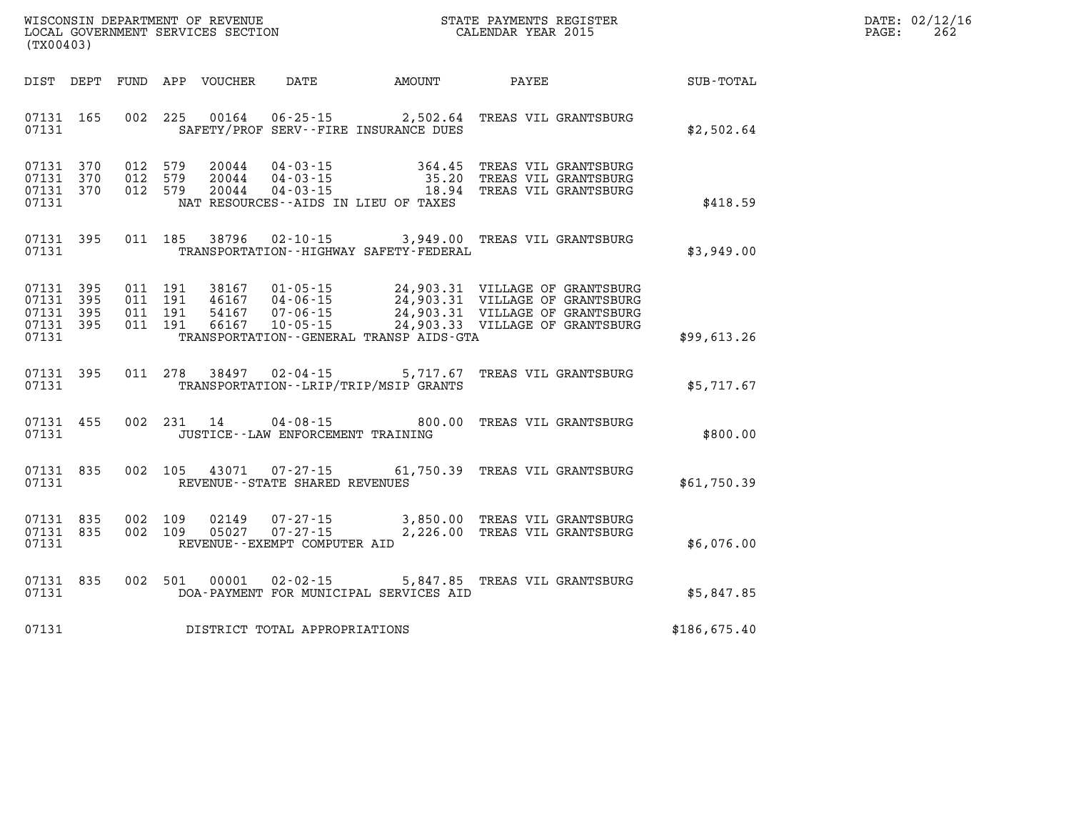WISCONSIN DEPARTMENT OF REVENUE
LOCAL GOVERNMENT SERVICES SECTION
(TX00403)

STATE PAYMENTS REGISTER
CALENDAR YEAR 2015

| DIST | DEPT | FUND | APP | VOUCHER | DATE | AMOUNT | PAYEE | SUB-TOTAL |
|---|---|---|---|---|---|---|---|---|
| 07131 | 165 | 002 | 225 | 00164 | 06-25-15 | 2,502.64 | TREAS VIL GRANTSBURG | |
| 07131 | | | | | SAFETY/PROF SERV--FIRE INSURANCE DUES | | | $2,502.64 |
| 07131 | 370 | 012 | 579 | 20044 | 04-03-15 | 364.45 | TREAS VIL GRANTSBURG | |
| 07131 | 370 | 012 | 579 | 20044 | 04-03-15 | 35.20 | TREAS VIL GRANTSBURG | |
| 07131 | 370 | 012 | 579 | 20044 | 04-03-15 | 18.94 | TREAS VIL GRANTSBURG | |
| 07131 | | | | | NAT RESOURCES--AIDS IN LIEU OF TAXES | | | $418.59 |
| 07131 | 395 | 011 | 185 | 38796 | 02-10-15 | 3,949.00 | TREAS VIL GRANTSBURG | |
| 07131 | | | | | TRANSPORTATION--HIGHWAY SAFETY-FEDERAL | | | $3,949.00 |
| 07131 | 395 | 011 | 191 | 38167 | 01-05-15 | 24,903.31 | VILLAGE OF GRANTSBURG | |
| 07131 | 395 | 011 | 191 | 46167 | 04-06-15 | 24,903.31 | VILLAGE OF GRANTSBURG | |
| 07131 | 395 | 011 | 191 | 54167 | 07-06-15 | 24,903.31 | VILLAGE OF GRANTSBURG | |
| 07131 | 395 | 011 | 191 | 66167 | 10-05-15 | 24,903.33 | VILLAGE OF GRANTSBURG | |
| 07131 | | | | | TRANSPORTATION--GENERAL TRANSP AIDS-GTA | | | $99,613.26 |
| 07131 | 395 | 011 | 278 | 38497 | 02-04-15 | 5,717.67 | TREAS VIL GRANTSBURG | |
| 07131 | | | | | TRANSPORTATION--LRIP/TRIP/MSIP GRANTS | | | $5,717.67 |
| 07131 | 455 | 002 | 231 | 14 | 04-08-15 | 800.00 | TREAS VIL GRANTSBURG | |
| 07131 | | | | | JUSTICE--LAW ENFORCEMENT TRAINING | | | $800.00 |
| 07131 | 835 | 002 | 105 | 43071 | 07-27-15 | 61,750.39 | TREAS VIL GRANTSBURG | |
| 07131 | | | | | REVENUE--STATE SHARED REVENUES | | | $61,750.39 |
| 07131 | 835 | 002 | 109 | 02149 | 07-27-15 | 3,850.00 | TREAS VIL GRANTSBURG | |
| 07131 | 835 | 002 | 109 | 05027 | 07-27-15 | 2,226.00 | TREAS VIL GRANTSBURG | |
| 07131 | | | | | REVENUE--EXEMPT COMPUTER AID | | | $6,076.00 |
| 07131 | 835 | 002 | 501 | 00001 | 02-02-15 | 5,847.85 | TREAS VIL GRANTSBURG | |
| 07131 | | | | | DOA-PAYMENT FOR MUNICIPAL SERVICES AID | | | $5,847.85 |
| 07131 | | | | | DISTRICT TOTAL APPROPRIATIONS | | | $186,675.40 |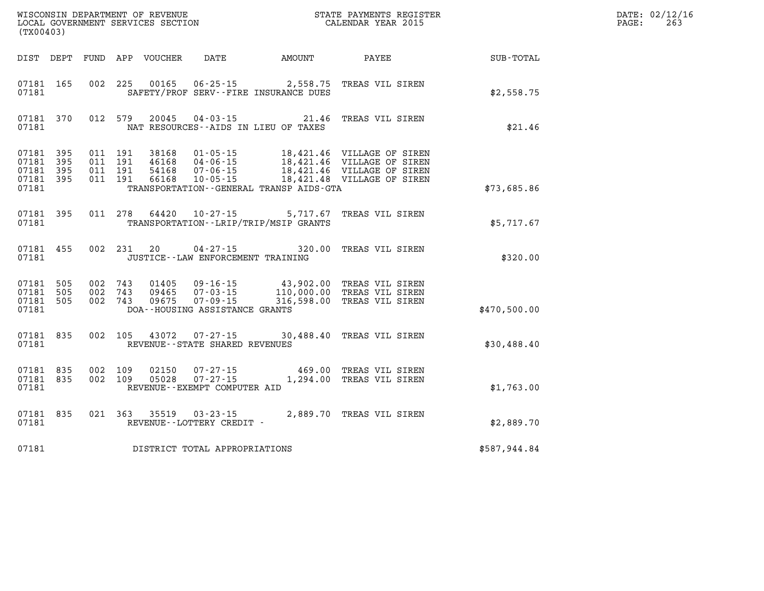WISCONSIN DEPARTMENT OF REVENUE
LOCAL GOVERNMENT SERVICES SECTION
(TX00403)

STATE PAYMENTS REGISTER
CALENDAR YEAR 2015

DATE: 02/12/16
PAGE: 263

| DIST | DEPT | FUND | APP | VOUCHER | DATE | AMOUNT | PAYEE | SUB-TOTAL |
|---|---|---|---|---|---|---|---|---|
| 07181 | 165 | 002 | 225 | 00165 | 06-25-15 | 2,558.75 | TREAS VIL SIREN | |
| 07181 | | | | | SAFETY/PROF SERV--FIRE INSURANCE DUES | | | $2,558.75 |
| 07181 | 370 | 012 | 579 | 20045 | 04-03-15 | 21.46 | TREAS VIL SIREN | |
| 07181 | | | | | NAT RESOURCES--AIDS IN LIEU OF TAXES | | | $21.46 |
| 07181 | 395 | 011 | 191 | 38168 | 01-05-15 | 18,421.46 | VILLAGE OF SIREN | |
| 07181 | 395 | 011 | 191 | 46168 | 04-06-15 | 18,421.46 | VILLAGE OF SIREN | |
| 07181 | 395 | 011 | 191 | 54168 | 07-06-15 | 18,421.46 | VILLAGE OF SIREN | |
| 07181 | 395 | 011 | 191 | 66168 | 10-05-15 | 18,421.48 | VILLAGE OF SIREN | |
| 07181 | | | | | TRANSPORTATION--GENERAL TRANSP AIDS-GTA | | | $73,685.86 |
| 07181 | 395 | 011 | 278 | 64420 | 10-27-15 | 5,717.67 | TREAS VIL SIREN | |
| 07181 | | | | | TRANSPORTATION--LRIP/TRIP/MSIP GRANTS | | | $5,717.67 |
| 07181 | 455 | 002 | 231 | 20 | 04-27-15 | 320.00 | TREAS VIL SIREN | |
| 07181 | | | | | JUSTICE--LAW ENFORCEMENT TRAINING | | | $320.00 |
| 07181 | 505 | 002 | 743 | 01405 | 09-16-15 | 43,902.00 | TREAS VIL SIREN | |
| 07181 | 505 | 002 | 743 | 09465 | 07-03-15 | 110,000.00 | TREAS VIL SIREN | |
| 07181 | 505 | 002 | 743 | 09675 | 07-09-15 | 316,598.00 | TREAS VIL SIREN | |
| 07181 | | | | | DOA--HOUSING ASSISTANCE GRANTS | | | $470,500.00 |
| 07181 | 835 | 002 | 105 | 43072 | 07-27-15 | 30,488.40 | TREAS VIL SIREN | |
| 07181 | | | | | REVENUE--STATE SHARED REVENUES | | | $30,488.40 |
| 07181 | 835 | 002 | 109 | 02150 | 07-27-15 | 469.00 | TREAS VIL SIREN | |
| 07181 | 835 | 002 | 109 | 05028 | 07-27-15 | 1,294.00 | TREAS VIL SIREN | |
| 07181 | | | | | REVENUE--EXEMPT COMPUTER AID | | | $1,763.00 |
| 07181 | 835 | 021 | 363 | 35519 | 03-23-15 | 2,889.70 | TREAS VIL SIREN | |
| 07181 | | | | | REVENUE--LOTTERY CREDIT - | | | $2,889.70 |
| 07181 | | | | | DISTRICT TOTAL APPROPRIATIONS | | | $587,944.84 |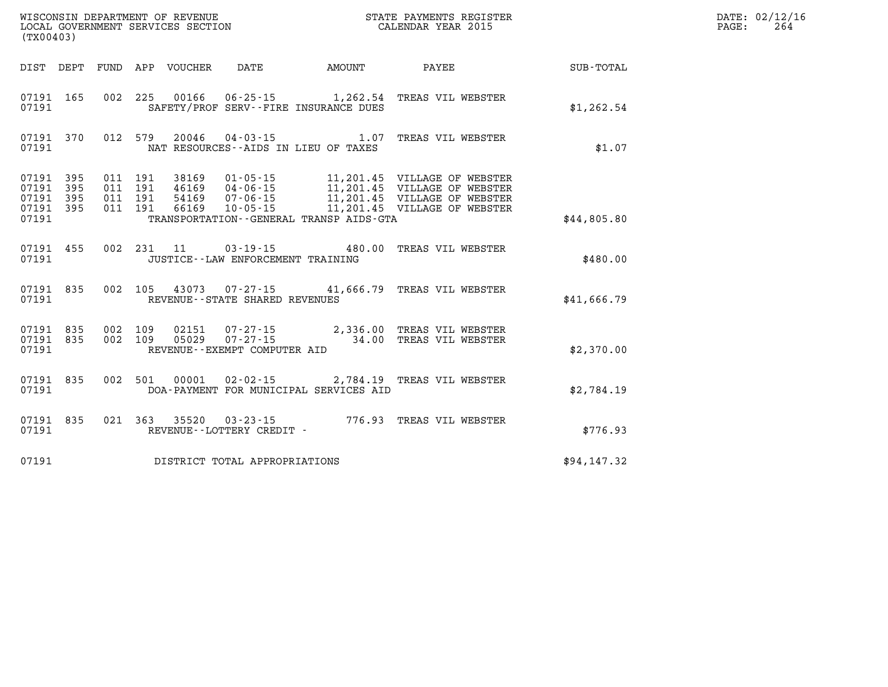WISCONSIN DEPARTMENT OF REVENUE
LOCAL GOVERNMENT SERVICES SECTION
(TX00403)

STATE PAYMENTS REGISTER
CALENDAR YEAR 2015

DATE: 02/12/16
PAGE: 264

| DIST | DEPT | FUND | APP | VOUCHER | DATE | AMOUNT | PAYEE | SUB-TOTAL |
|---|---|---|---|---|---|---|---|---|
| 07191 | 165 | 002 | 225 | 00166 | 06-25-15 | 1,262.54 | TREAS VIL WEBSTER | |
| 07191 | | | | | SAFETY/PROF SERV--FIRE INSURANCE DUES | | | $1,262.54 |
| 07191 | 370 | 012 | 579 | 20046 | 04-03-15 | 1.07 | TREAS VIL WEBSTER | |
| 07191 | | | | | NAT RESOURCES--AIDS IN LIEU OF TAXES | | | $1.07 |
| 07191 | 395 | 011 | 191 | 38169 | 01-05-15 | 11,201.45 | VILLAGE OF WEBSTER | |
| 07191 | 395 | 011 | 191 | 46169 | 04-06-15 | 11,201.45 | VILLAGE OF WEBSTER | |
| 07191 | 395 | 011 | 191 | 54169 | 07-06-15 | 11,201.45 | VILLAGE OF WEBSTER | |
| 07191 | 395 | 011 | 191 | 66169 | 10-05-15 | 11,201.45 | VILLAGE OF WEBSTER | |
| 07191 | | | | | TRANSPORTATION--GENERAL TRANSP AIDS-GTA | | | $44,805.80 |
| 07191 | 455 | 002 | 231 | 11 | 03-19-15 | 480.00 | TREAS VIL WEBSTER | |
| 07191 | | | | | JUSTICE--LAW ENFORCEMENT TRAINING | | | $480.00 |
| 07191 | 835 | 002 | 105 | 43073 | 07-27-15 | 41,666.79 | TREAS VIL WEBSTER | |
| 07191 | | | | | REVENUE--STATE SHARED REVENUES | | | $41,666.79 |
| 07191 | 835 | 002 | 109 | 02151 | 07-27-15 | 2,336.00 | TREAS VIL WEBSTER | |
| 07191 | 835 | 002 | 109 | 05029 | 07-27-15 | 34.00 | TREAS VIL WEBSTER | |
| 07191 | | | | | REVENUE--EXEMPT COMPUTER AID | | | $2,370.00 |
| 07191 | 835 | 002 | 501 | 00001 | 02-02-15 | 2,784.19 | TREAS VIL WEBSTER | |
| 07191 | | | | | DOA-PAYMENT FOR MUNICIPAL SERVICES AID | | | $2,784.19 |
| 07191 | 835 | 021 | 363 | 35520 | 03-23-15 | 776.93 | TREAS VIL WEBSTER | |
| 07191 | | | | | REVENUE--LOTTERY CREDIT - | | | $776.93 |
| 07191 | | | | | DISTRICT TOTAL APPROPRIATIONS | | | $94,147.32 |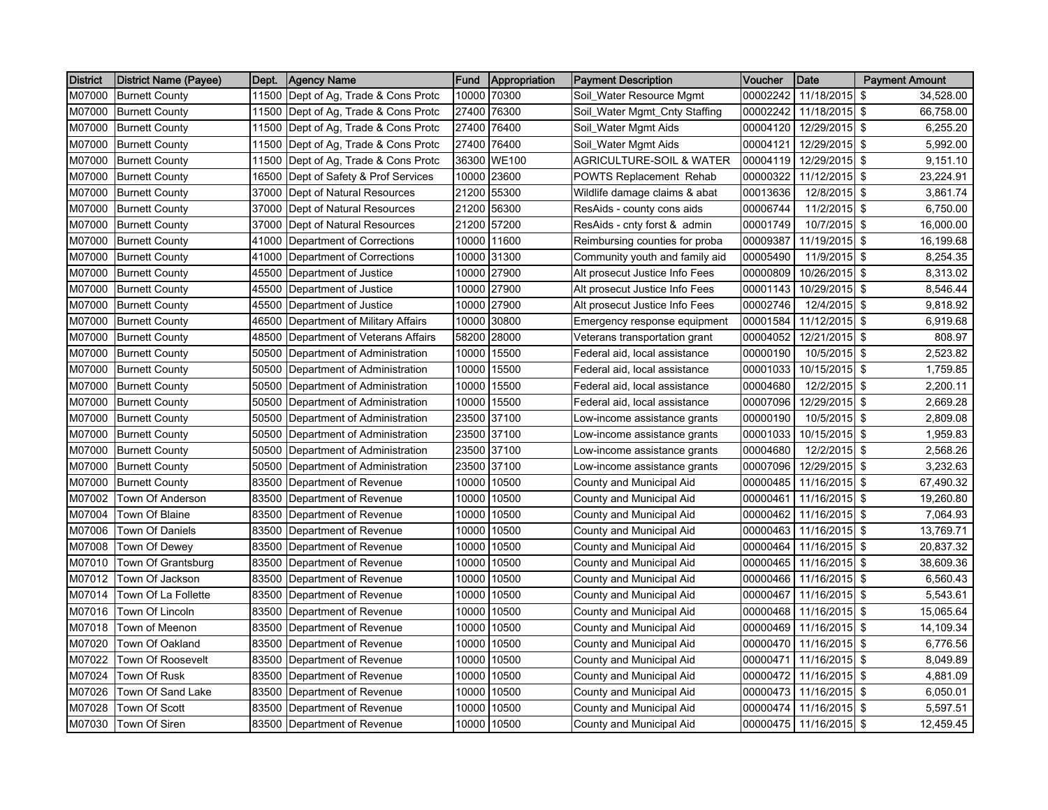| District | District Name (Payee) | Dept. | Agency Name | Fund | Appropriation | Payment Description | Voucher | Date | Payment Amount |
|---|---|---|---|---|---|---|---|---|---|
| M07000 | Burnett County | 11500 | Dept of Ag, Trade & Cons Protc | 10000 | 70300 | Soil_Water Resource Mgmt | 00002242 | 11/18/2015 | $ 34,528.00 |
| M07000 | Burnett County | 11500 | Dept of Ag, Trade & Cons Protc | 27400 | 76300 | Soil_Water Mgmt_Cnty Staffing | 00002242 | 11/18/2015 | $ 66,758.00 |
| M07000 | Burnett County | 11500 | Dept of Ag, Trade & Cons Protc | 27400 | 76400 | Soil_Water Mgmt Aids | 00004120 | 12/29/2015 | $ 6,255.20 |
| M07000 | Burnett County | 11500 | Dept of Ag, Trade & Cons Protc | 27400 | 76400 | Soil_Water Mgmt Aids | 00004121 | 12/29/2015 | $ 5,992.00 |
| M07000 | Burnett County | 11500 | Dept of Ag, Trade & Cons Protc | 36300 | WE100 | AGRICULTURE-SOIL & WATER | 00004119 | 12/29/2015 | $ 9,151.10 |
| M07000 | Burnett County | 16500 | Dept of Safety & Prof Services | 10000 | 23600 | POWTS Replacement Rehab | 00000322 | 11/12/2015 | $ 23,224.91 |
| M07000 | Burnett County | 37000 | Dept of Natural Resources | 21200 | 55300 | Wildlife damage claims & abat | 00013636 | 12/8/2015 | $ 3,861.74 |
| M07000 | Burnett County | 37000 | Dept of Natural Resources | 21200 | 56300 | ResAids - county cons aids | 00006744 | 11/2/2015 | $ 6,750.00 |
| M07000 | Burnett County | 37000 | Dept of Natural Resources | 21200 | 57200 | ResAids - cnty forst & admin | 00001749 | 10/7/2015 | $ 16,000.00 |
| M07000 | Burnett County | 41000 | Department of Corrections | 10000 | 11600 | Reimbursing counties for proba | 00009387 | 11/19/2015 | $ 16,199.68 |
| M07000 | Burnett County | 41000 | Department of Corrections | 10000 | 31300 | Community youth and family aid | 00005490 | 11/9/2015 | $ 8,254.35 |
| M07000 | Burnett County | 45500 | Department of Justice | 10000 | 27900 | Alt prosecut Justice Info Fees | 00000809 | 10/26/2015 | $ 8,313.02 |
| M07000 | Burnett County | 45500 | Department of Justice | 10000 | 27900 | Alt prosecut Justice Info Fees | 00001143 | 10/29/2015 | $ 8,546.44 |
| M07000 | Burnett County | 45500 | Department of Justice | 10000 | 27900 | Alt prosecut Justice Info Fees | 00002746 | 12/4/2015 | $ 9,818.92 |
| M07000 | Burnett County | 46500 | Department of Military Affairs | 10000 | 30800 | Emergency response equipment | 00001584 | 11/12/2015 | $ 6,919.68 |
| M07000 | Burnett County | 48500 | Department of Veterans Affairs | 58200 | 28000 | Veterans transportation grant | 00004052 | 12/21/2015 | $ 808.97 |
| M07000 | Burnett County | 50500 | Department of Administration | 10000 | 15500 | Federal aid, local assistance | 00000190 | 10/5/2015 | $ 2,523.82 |
| M07000 | Burnett County | 50500 | Department of Administration | 10000 | 15500 | Federal aid, local assistance | 00001033 | 10/15/2015 | $ 1,759.85 |
| M07000 | Burnett County | 50500 | Department of Administration | 10000 | 15500 | Federal aid, local assistance | 00004680 | 12/2/2015 | $ 2,200.11 |
| M07000 | Burnett County | 50500 | Department of Administration | 10000 | 15500 | Federal aid, local assistance | 00007096 | 12/29/2015 | $ 2,669.28 |
| M07000 | Burnett County | 50500 | Department of Administration | 23500 | 37100 | Low-income assistance grants | 00000190 | 10/5/2015 | $ 2,809.08 |
| M07000 | Burnett County | 50500 | Department of Administration | 23500 | 37100 | Low-income assistance grants | 00001033 | 10/15/2015 | $ 1,959.83 |
| M07000 | Burnett County | 50500 | Department of Administration | 23500 | 37100 | Low-income assistance grants | 00004680 | 12/2/2015 | $ 2,568.26 |
| M07000 | Burnett County | 50500 | Department of Administration | 23500 | 37100 | Low-income assistance grants | 00007096 | 12/29/2015 | $ 3,232.63 |
| M07000 | Burnett County | 83500 | Department of Revenue | 10000 | 10500 | County and Municipal Aid | 00000485 | 11/16/2015 | $ 67,490.32 |
| M07002 | Town Of Anderson | 83500 | Department of Revenue | 10000 | 10500 | County and Municipal Aid | 00000461 | 11/16/2015 | $ 19,260.80 |
| M07004 | Town Of Blaine | 83500 | Department of Revenue | 10000 | 10500 | County and Municipal Aid | 00000462 | 11/16/2015 | $ 7,064.93 |
| M07006 | Town Of Daniels | 83500 | Department of Revenue | 10000 | 10500 | County and Municipal Aid | 00000463 | 11/16/2015 | $ 13,769.71 |
| M07008 | Town Of Dewey | 83500 | Department of Revenue | 10000 | 10500 | County and Municipal Aid | 00000464 | 11/16/2015 | $ 20,837.32 |
| M07010 | Town Of Grantsburg | 83500 | Department of Revenue | 10000 | 10500 | County and Municipal Aid | 00000465 | 11/16/2015 | $ 38,609.36 |
| M07012 | Town Of Jackson | 83500 | Department of Revenue | 10000 | 10500 | County and Municipal Aid | 00000466 | 11/16/2015 | $ 6,560.43 |
| M07014 | Town Of La Follette | 83500 | Department of Revenue | 10000 | 10500 | County and Municipal Aid | 00000467 | 11/16/2015 | $ 5,543.61 |
| M07016 | Town Of Lincoln | 83500 | Department of Revenue | 10000 | 10500 | County and Municipal Aid | 00000468 | 11/16/2015 | $ 15,065.64 |
| M07018 | Town of Meenon | 83500 | Department of Revenue | 10000 | 10500 | County and Municipal Aid | 00000469 | 11/16/2015 | $ 14,109.34 |
| M07020 | Town Of Oakland | 83500 | Department of Revenue | 10000 | 10500 | County and Municipal Aid | 00000470 | 11/16/2015 | $ 6,776.56 |
| M07022 | Town Of Roosevelt | 83500 | Department of Revenue | 10000 | 10500 | County and Municipal Aid | 00000471 | 11/16/2015 | $ 8,049.89 |
| M07024 | Town Of Rusk | 83500 | Department of Revenue | 10000 | 10500 | County and Municipal Aid | 00000472 | 11/16/2015 | $ 4,881.09 |
| M07026 | Town Of Sand Lake | 83500 | Department of Revenue | 10000 | 10500 | County and Municipal Aid | 00000473 | 11/16/2015 | $ 6,050.01 |
| M07028 | Town Of Scott | 83500 | Department of Revenue | 10000 | 10500 | County and Municipal Aid | 00000474 | 11/16/2015 | $ 5,597.51 |
| M07030 | Town Of Siren | 83500 | Department of Revenue | 10000 | 10500 | County and Municipal Aid | 00000475 | 11/16/2015 | $ 12,459.45 |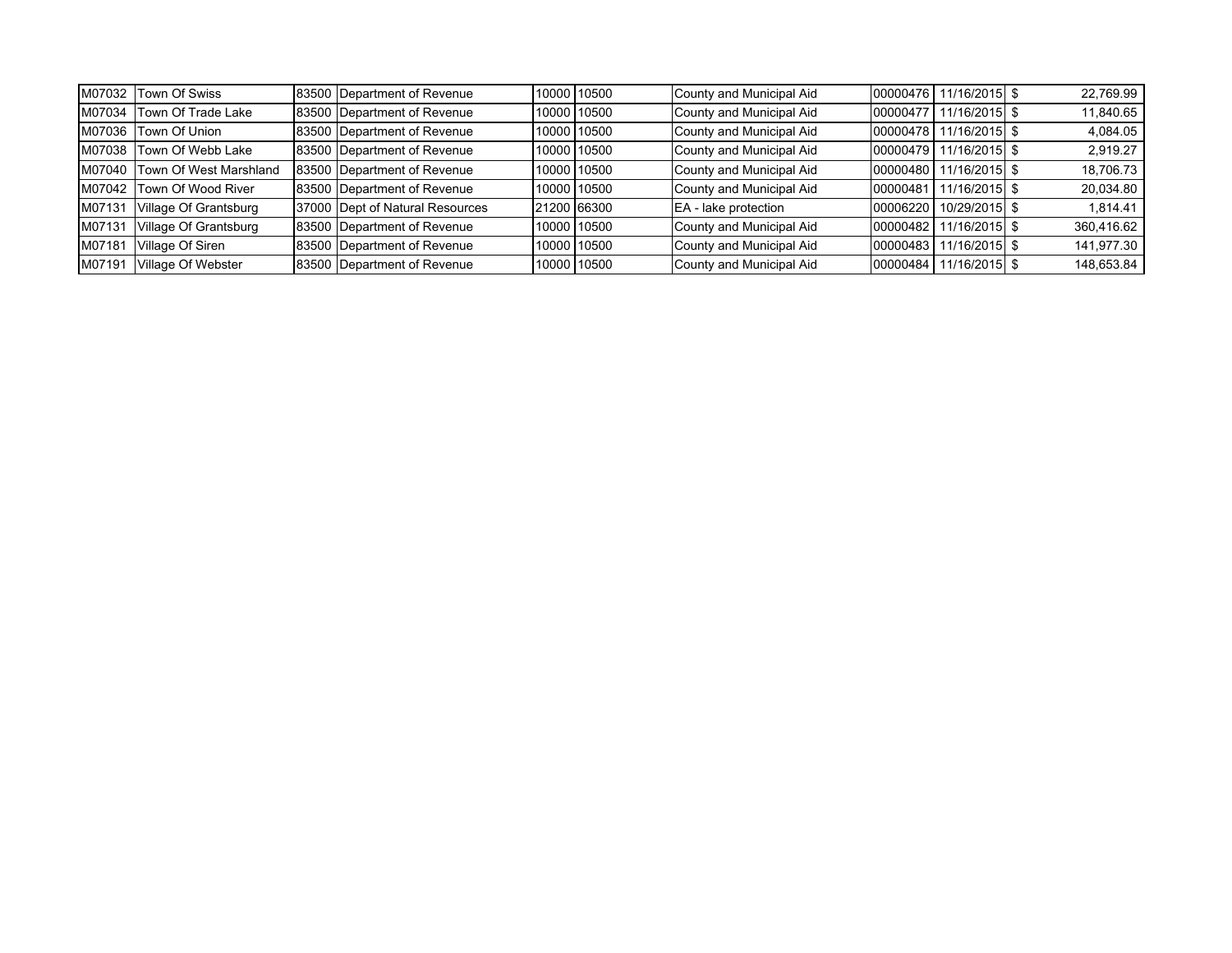| | | | | | | | | | | |
|---|---|---|---|---|---|---|---|---|---|---|
| M07032 | Town Of Swiss | 83500 | Department of Revenue | 10000 | 10500 | County and Municipal Aid | 00000476 | 11/16/2015 | $ | 22,769.99 |
| M07034 | Town Of Trade Lake | 83500 | Department of Revenue | 10000 | 10500 | County and Municipal Aid | 00000477 | 11/16/2015 | $ | 11,840.65 |
| M07036 | Town Of Union | 83500 | Department of Revenue | 10000 | 10500 | County and Municipal Aid | 00000478 | 11/16/2015 | $ | 4,084.05 |
| M07038 | Town Of Webb Lake | 83500 | Department of Revenue | 10000 | 10500 | County and Municipal Aid | 00000479 | 11/16/2015 | $ | 2,919.27 |
| M07040 | Town Of West Marshland | 83500 | Department of Revenue | 10000 | 10500 | County and Municipal Aid | 00000480 | 11/16/2015 | $ | 18,706.73 |
| M07042 | Town Of Wood River | 83500 | Department of Revenue | 10000 | 10500 | County and Municipal Aid | 00000481 | 11/16/2015 | $ | 20,034.80 |
| M07131 | Village Of Grantsburg | 37000 | Dept of Natural Resources | 21200 | 66300 | EA - lake protection | 00006220 | 10/29/2015 | $ | 1,814.41 |
| M07131 | Village Of Grantsburg | 83500 | Department of Revenue | 10000 | 10500 | County and Municipal Aid | 00000482 | 11/16/2015 | $ | 360,416.62 |
| M07181 | Village Of Siren | 83500 | Department of Revenue | 10000 | 10500 | County and Municipal Aid | 00000483 | 11/16/2015 | $ | 141,977.30 |
| M07191 | Village Of Webster | 83500 | Department of Revenue | 10000 | 10500 | County and Municipal Aid | 00000484 | 11/16/2015 | $ | 148,653.84 |